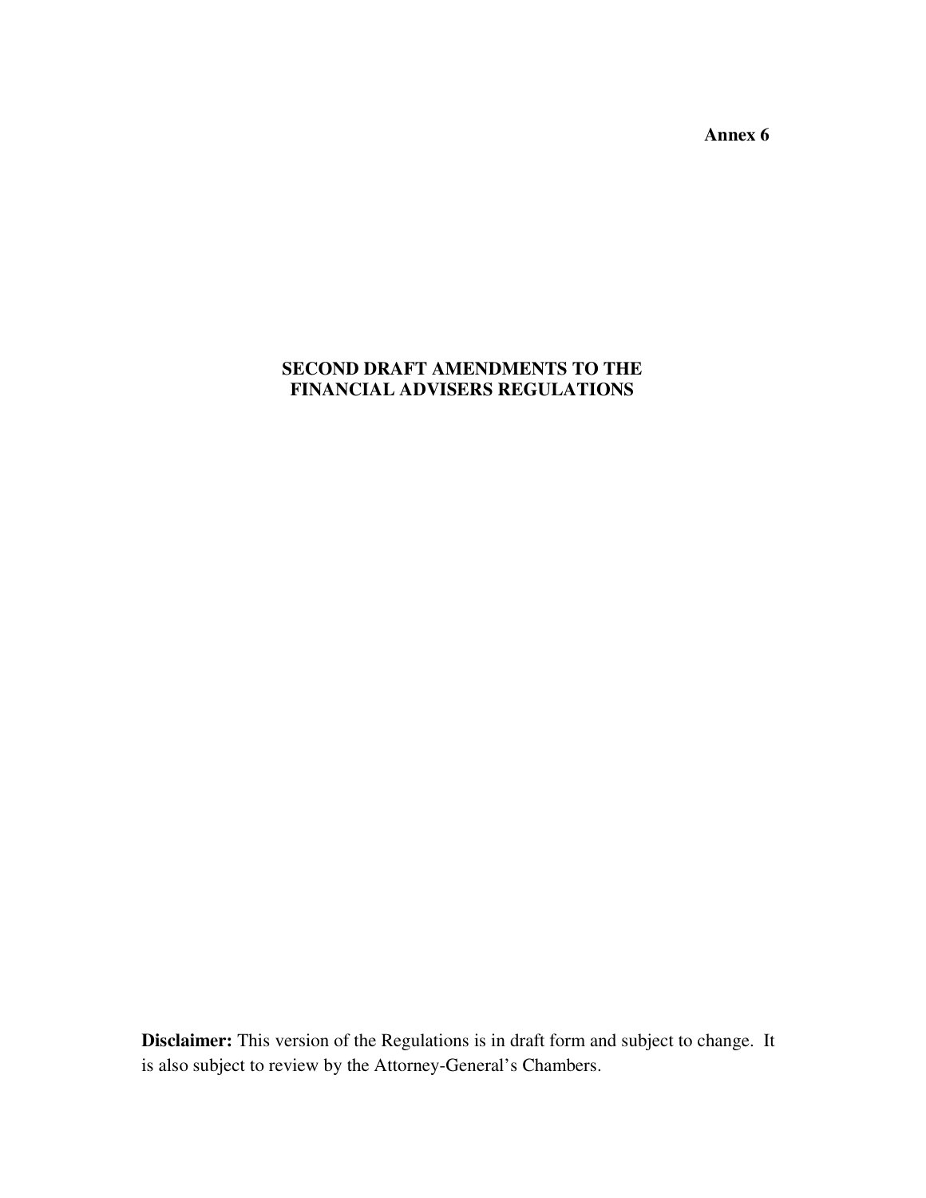**Annex 6**

# SECOND DRAFT AMENDMENTS TO THE FINANCIAL ADVISERS REGULATIONS

**Disclaimer:** This version of the Regulations is in draft form and subject to change. It is also subject to review by the Attorney-General's Chambers.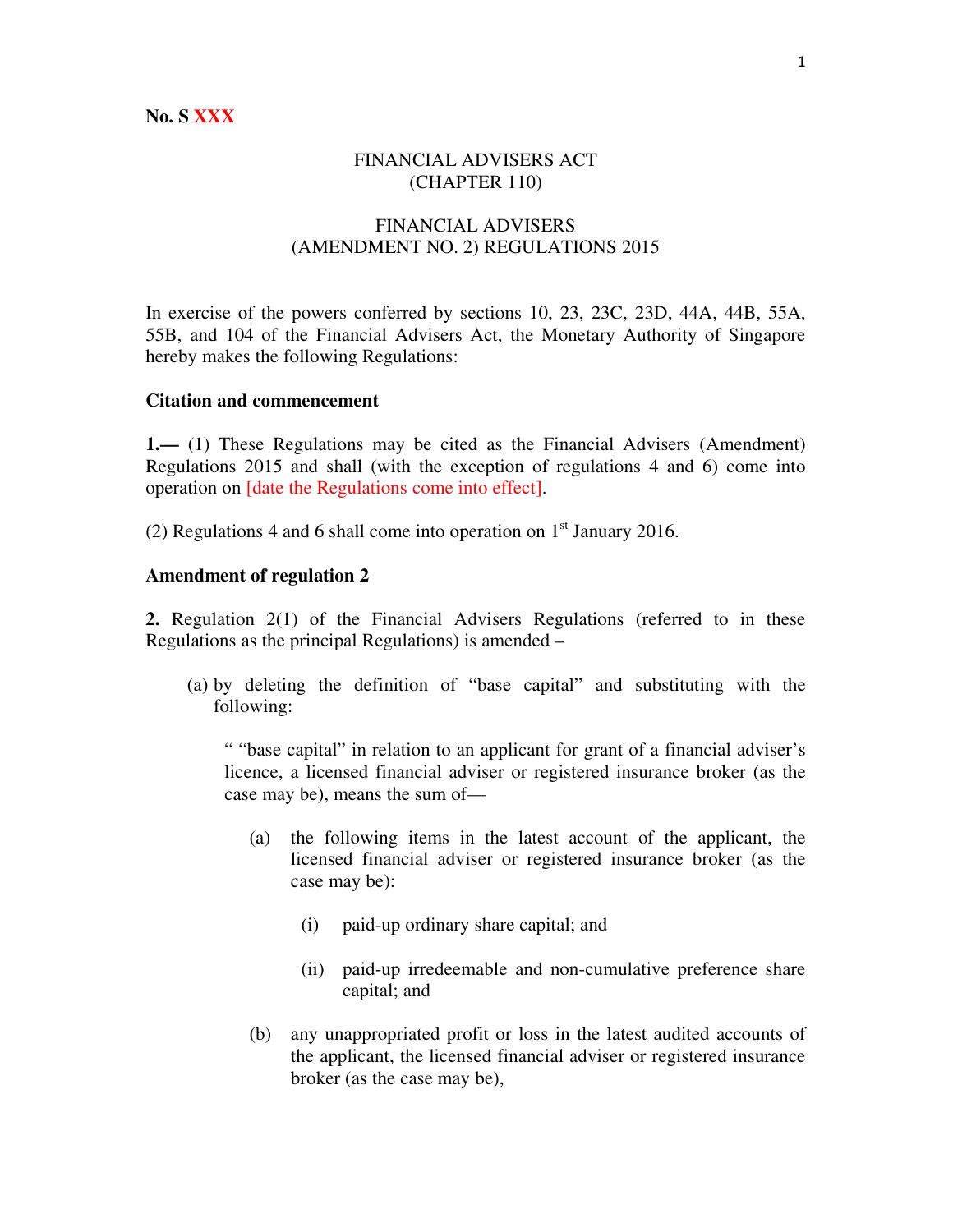No. S XXX

FINANCIAL ADVISERS ACT
(CHAPTER 110)

FINANCIAL ADVISERS
(AMENDMENT NO. 2) REGULATIONS 2015

In exercise of the powers conferred by sections 10, 23, 23C, 23D, 44A, 44B, 55A, 55B, and 104 of the Financial Advisers Act, the Monetary Authority of Singapore hereby makes the following Regulations:

**Citation and commencement**

**1.—** (1) These Regulations may be cited as the Financial Advisers (Amendment) Regulations 2015 and shall (with the exception of regulations 4 and 6) come into operation on [date the Regulations come into effect].

(2) Regulations 4 and 6 shall come into operation on 1st January 2016.

**Amendment of regulation 2**

**2.** Regulation 2(1) of the Financial Advisers Regulations (referred to in these Regulations as the principal Regulations) is amended –

(a) by deleting the definition of "base capital" and substituting with the following:

" "base capital" in relation to an applicant for grant of a financial adviser's licence, a licensed financial adviser or registered insurance broker (as the case may be), means the sum of—

(a) the following items in the latest account of the applicant, the licensed financial adviser or registered insurance broker (as the case may be):

(i) paid-up ordinary share capital; and

(ii) paid-up irredeemable and non-cumulative preference share capital; and

(b) any unappropriated profit or loss in the latest audited accounts of the applicant, the licensed financial adviser or registered insurance broker (as the case may be),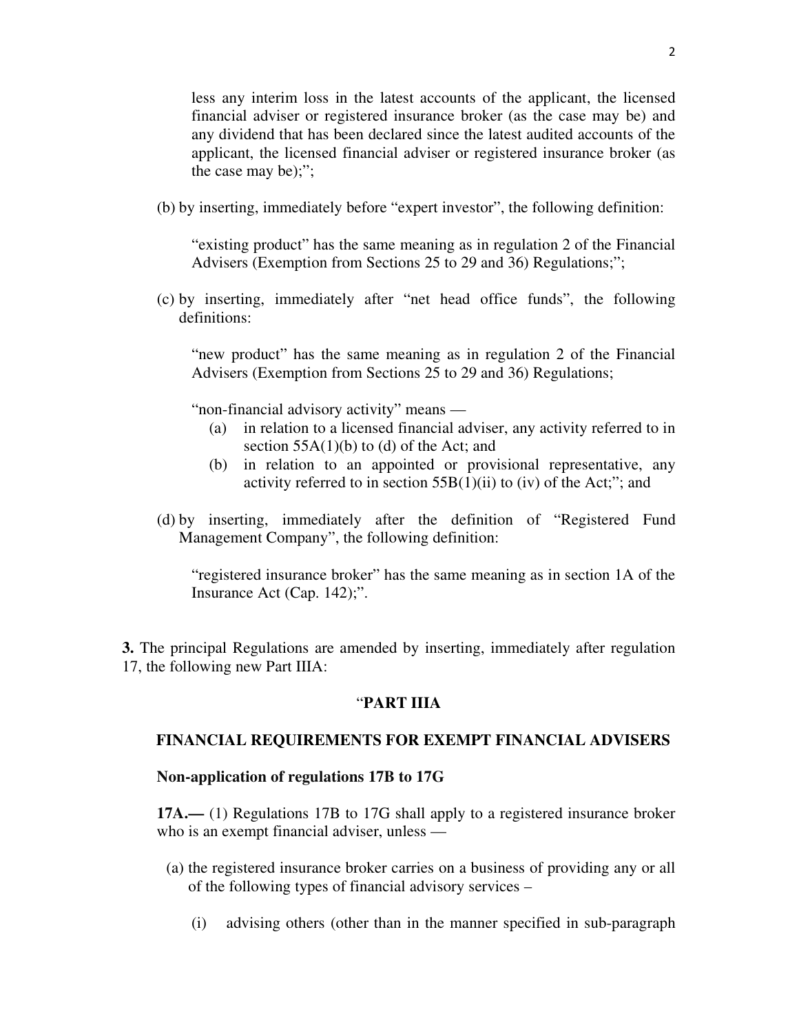less any interim loss in the latest accounts of the applicant, the licensed financial adviser or registered insurance broker (as the case may be) and any dividend that has been declared since the latest audited accounts of the applicant, the licensed financial adviser or registered insurance broker (as the case may be);";

(b) by inserting, immediately before "expert investor", the following definition:

"existing product" has the same meaning as in regulation 2 of the Financial Advisers (Exemption from Sections 25 to 29 and 36) Regulations;";

(c) by inserting, immediately after "net head office funds", the following definitions:

"new product" has the same meaning as in regulation 2 of the Financial Advisers (Exemption from Sections 25 to 29 and 36) Regulations;

"non-financial advisory activity" means —

(a) in relation to a licensed financial adviser, any activity referred to in section 55A(1)(b) to (d) of the Act; and

(b) in relation to an appointed or provisional representative, any activity referred to in section 55B(1)(ii) to (iv) of the Act;"; and

(d) by inserting, immediately after the definition of "Registered Fund Management Company", the following definition:

"registered insurance broker" has the same meaning as in section 1A of the Insurance Act (Cap. 142);".

**3.** The principal Regulations are amended by inserting, immediately after regulation 17, the following new Part IIIA:

"**PART IIIA**

**FINANCIAL REQUIREMENTS FOR EXEMPT FINANCIAL ADVISERS**

**Non-application of regulations 17B to 17G**

**17A.—** (1) Regulations 17B to 17G shall apply to a registered insurance broker who is an exempt financial adviser, unless —

(a) the registered insurance broker carries on a business of providing any or all of the following types of financial advisory services –

(i) advising others (other than in the manner specified in sub-paragraph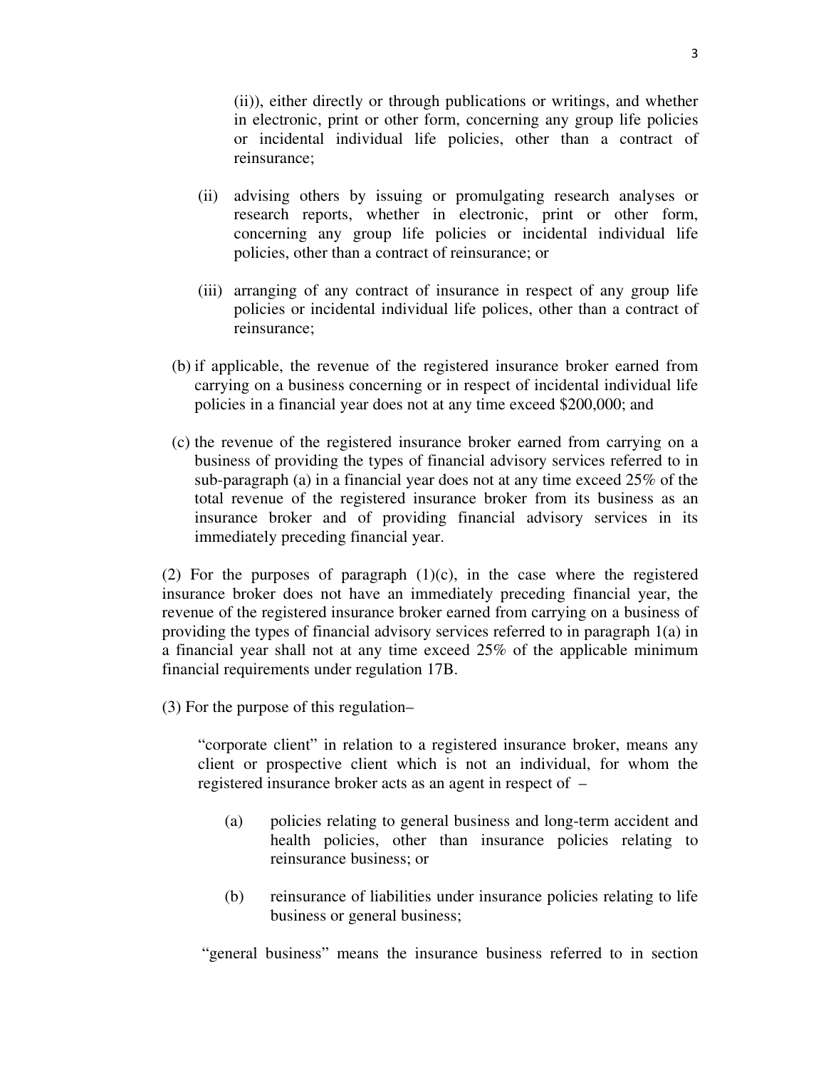(ii)), either directly or through publications or writings, and whether in electronic, print or other form, concerning any group life policies or incidental individual life policies, other than a contract of reinsurance;

(ii) advising others by issuing or promulgating research analyses or research reports, whether in electronic, print or other form, concerning any group life policies or incidental individual life policies, other than a contract of reinsurance; or

(iii) arranging of any contract of insurance in respect of any group life policies or incidental individual life polices, other than a contract of reinsurance;

(b) if applicable, the revenue of the registered insurance broker earned from carrying on a business concerning or in respect of incidental individual life policies in a financial year does not at any time exceed $200,000; and

(c) the revenue of the registered insurance broker earned from carrying on a business of providing the types of financial advisory services referred to in sub-paragraph (a) in a financial year does not at any time exceed 25% of the total revenue of the registered insurance broker from its business as an insurance broker and of providing financial advisory services in its immediately preceding financial year.

(2) For the purposes of paragraph (1)(c), in the case where the registered insurance broker does not have an immediately preceding financial year, the revenue of the registered insurance broker earned from carrying on a business of providing the types of financial advisory services referred to in paragraph 1(a) in a financial year shall not at any time exceed 25% of the applicable minimum financial requirements under regulation 17B.

(3) For the purpose of this regulation–

"corporate client" in relation to a registered insurance broker, means any client or prospective client which is not an individual, for whom the registered insurance broker acts as an agent in respect of –

(a) policies relating to general business and long-term accident and health policies, other than insurance policies relating to reinsurance business; or

(b) reinsurance of liabilities under insurance policies relating to life business or general business;

"general business" means the insurance business referred to in section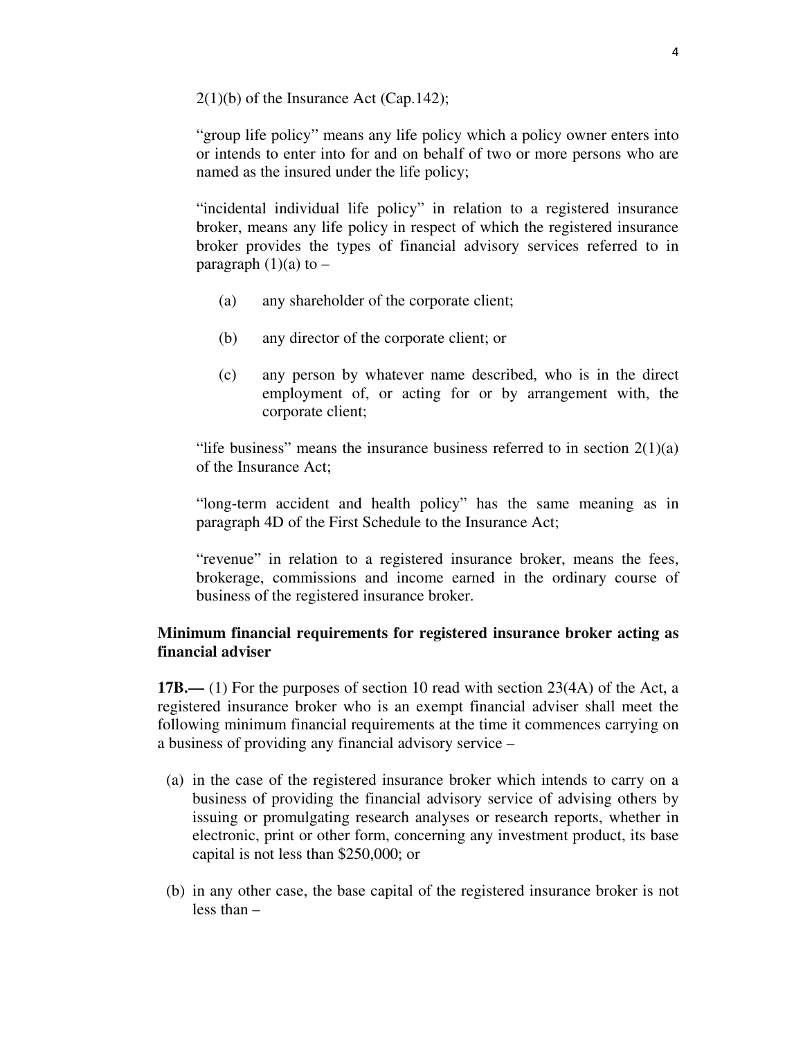2(1)(b) of the Insurance Act (Cap.142);

"group life policy" means any life policy which a policy owner enters into or intends to enter into for and on behalf of two or more persons who are named as the insured under the life policy;

"incidental individual life policy" in relation to a registered insurance broker, means any life policy in respect of which the registered insurance broker provides the types of financial advisory services referred to in paragraph (1)(a) to –

(a) any shareholder of the corporate client;

(b) any director of the corporate client; or

(c) any person by whatever name described, who is in the direct employment of, or acting for or by arrangement with, the corporate client;

"life business" means the insurance business referred to in section 2(1)(a) of the Insurance Act;

"long-term accident and health policy" has the same meaning as in paragraph 4D of the First Schedule to the Insurance Act;

"revenue" in relation to a registered insurance broker, means the fees, brokerage, commissions and income earned in the ordinary course of business of the registered insurance broker.

**Minimum financial requirements for registered insurance broker acting as financial adviser**

**17B.—** (1) For the purposes of section 10 read with section 23(4A) of the Act, a registered insurance broker who is an exempt financial adviser shall meet the following minimum financial requirements at the time it commences carrying on a business of providing any financial advisory service –

(a) in the case of the registered insurance broker which intends to carry on a business of providing the financial advisory service of advising others by issuing or promulgating research analyses or research reports, whether in electronic, print or other form, concerning any investment product, its base capital is not less than \$250,000; or

(b) in any other case, the base capital of the registered insurance broker is not less than –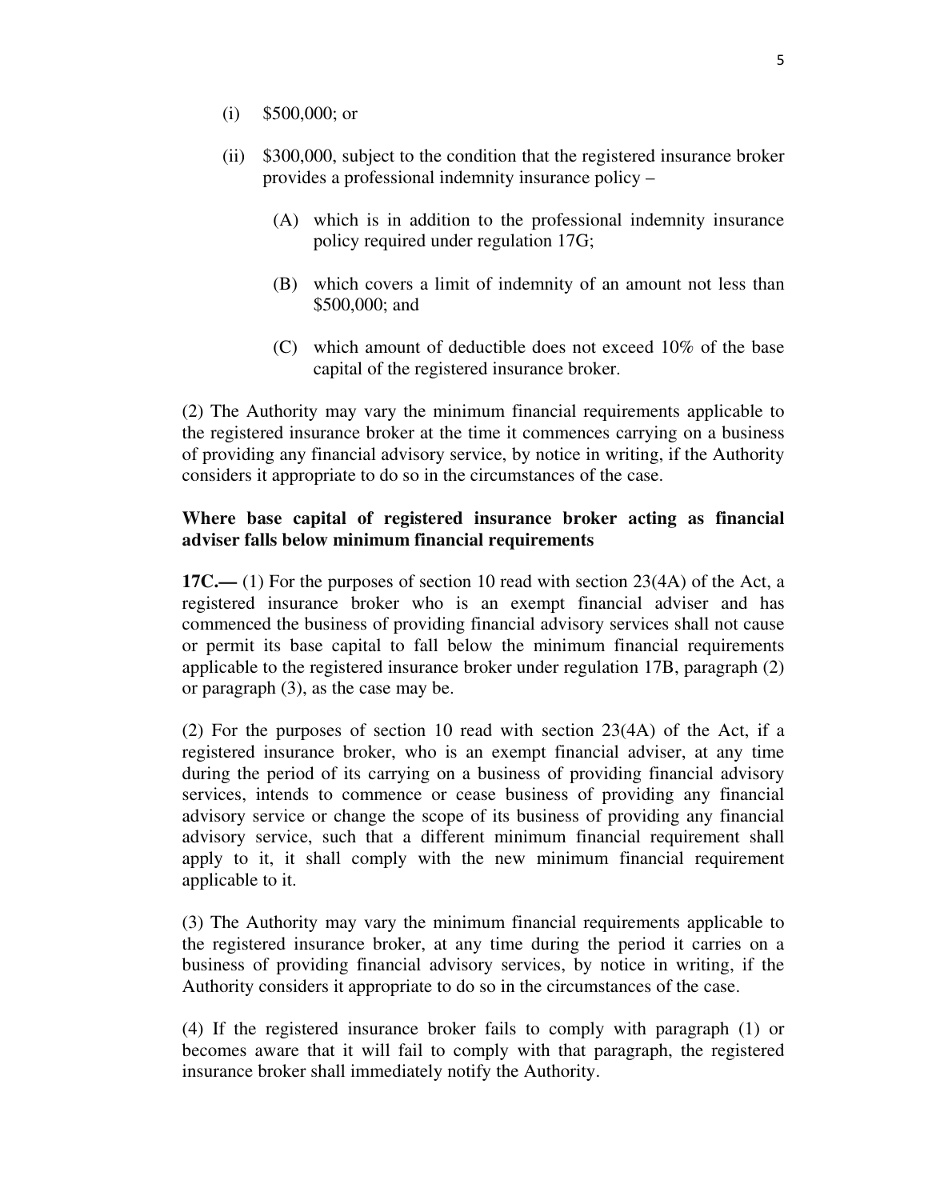(i) $500,000; or

(ii) $300,000, subject to the condition that the registered insurance broker provides a professional indemnity insurance policy –

(A) which is in addition to the professional indemnity insurance policy required under regulation 17G;

(B) which covers a limit of indemnity of an amount not less than $500,000; and

(C) which amount of deductible does not exceed 10% of the base capital of the registered insurance broker.

(2) The Authority may vary the minimum financial requirements applicable to the registered insurance broker at the time it commences carrying on a business of providing any financial advisory service, by notice in writing, if the Authority considers it appropriate to do so in the circumstances of the case.

**Where base capital of registered insurance broker acting as financial adviser falls below minimum financial requirements**

**17C.—** (1) For the purposes of section 10 read with section 23(4A) of the Act, a registered insurance broker who is an exempt financial adviser and has commenced the business of providing financial advisory services shall not cause or permit its base capital to fall below the minimum financial requirements applicable to the registered insurance broker under regulation 17B, paragraph (2) or paragraph (3), as the case may be.

(2) For the purposes of section 10 read with section 23(4A) of the Act, if a registered insurance broker, who is an exempt financial adviser, at any time during the period of its carrying on a business of providing financial advisory services, intends to commence or cease business of providing any financial advisory service or change the scope of its business of providing any financial advisory service, such that a different minimum financial requirement shall apply to it, it shall comply with the new minimum financial requirement applicable to it.

(3) The Authority may vary the minimum financial requirements applicable to the registered insurance broker, at any time during the period it carries on a business of providing financial advisory services, by notice in writing, if the Authority considers it appropriate to do so in the circumstances of the case.

(4) If the registered insurance broker fails to comply with paragraph (1) or becomes aware that it will fail to comply with that paragraph, the registered insurance broker shall immediately notify the Authority.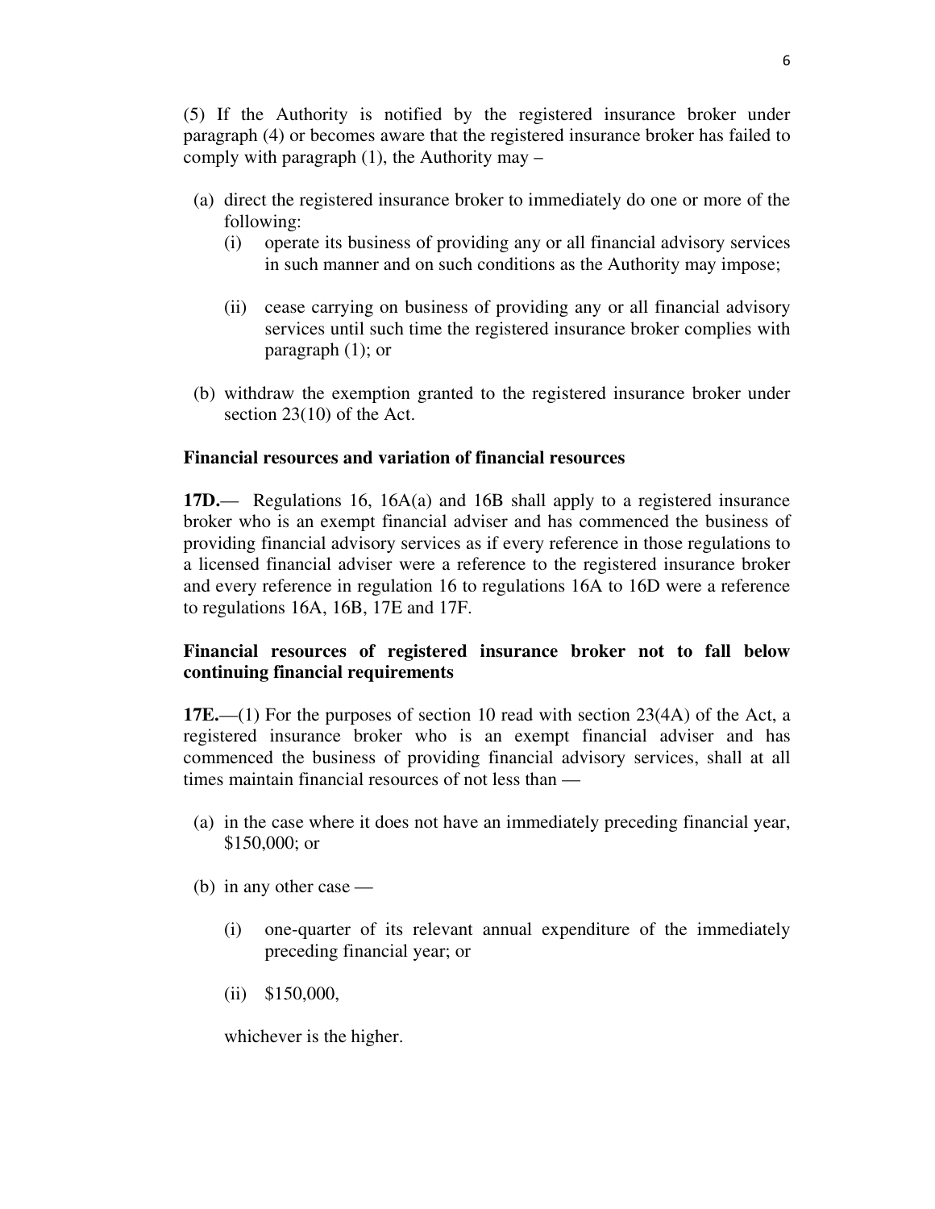(5) If the Authority is notified by the registered insurance broker under paragraph (4) or becomes aware that the registered insurance broker has failed to comply with paragraph (1), the Authority may –

(a) direct the registered insurance broker to immediately do one or more of the following:

  (i) operate its business of providing any or all financial advisory services in such manner and on such conditions as the Authority may impose;

  (ii) cease carrying on business of providing any or all financial advisory services until such time the registered insurance broker complies with paragraph (1); or

(b) withdraw the exemption granted to the registered insurance broker under section 23(10) of the Act.

**Financial resources and variation of financial resources**

**17D.**— Regulations 16, 16A(a) and 16B shall apply to a registered insurance broker who is an exempt financial adviser and has commenced the business of providing financial advisory services as if every reference in those regulations to a licensed financial adviser were a reference to the registered insurance broker and every reference in regulation 16 to regulations 16A to 16D were a reference to regulations 16A, 16B, 17E and 17F.

**Financial resources of registered insurance broker not to fall below continuing financial requirements**

**17E.**—(1) For the purposes of section 10 read with section 23(4A) of the Act, a registered insurance broker who is an exempt financial adviser and has commenced the business of providing financial advisory services, shall at all times maintain financial resources of not less than —

(a) in the case where it does not have an immediately preceding financial year, \$150,000; or

(b) in any other case —

  (i) one-quarter of its relevant annual expenditure of the immediately preceding financial year; or

  (ii) \$150,000,

  whichever is the higher.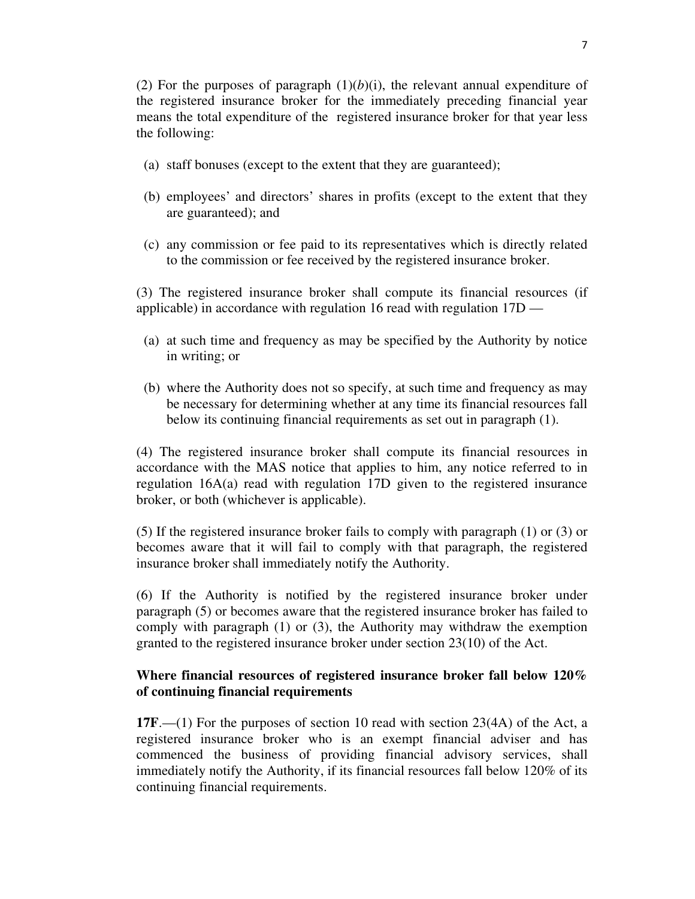(2) For the purposes of paragraph (1)(*b*)(i), the relevant annual expenditure of the registered insurance broker for the immediately preceding financial year means the total expenditure of the registered insurance broker for that year less the following:

(a) staff bonuses (except to the extent that they are guaranteed);

(b) employees' and directors' shares in profits (except to the extent that they are guaranteed); and

(c) any commission or fee paid to its representatives which is directly related to the commission or fee received by the registered insurance broker.

(3) The registered insurance broker shall compute its financial resources (if applicable) in accordance with regulation 16 read with regulation 17D —

(a) at such time and frequency as may be specified by the Authority by notice in writing; or

(b) where the Authority does not so specify, at such time and frequency as may be necessary for determining whether at any time its financial resources fall below its continuing financial requirements as set out in paragraph (1).

(4) The registered insurance broker shall compute its financial resources in accordance with the MAS notice that applies to him, any notice referred to in regulation 16A(a) read with regulation 17D given to the registered insurance broker, or both (whichever is applicable).

(5) If the registered insurance broker fails to comply with paragraph (1) or (3) or becomes aware that it will fail to comply with that paragraph, the registered insurance broker shall immediately notify the Authority.

(6) If the Authority is notified by the registered insurance broker under paragraph (5) or becomes aware that the registered insurance broker has failed to comply with paragraph (1) or (3), the Authority may withdraw the exemption granted to the registered insurance broker under section 23(10) of the Act.

**Where financial resources of registered insurance broker fall below 120% of continuing financial requirements**

**17F**.—(1) For the purposes of section 10 read with section 23(4A) of the Act, a registered insurance broker who is an exempt financial adviser and has commenced the business of providing financial advisory services, shall immediately notify the Authority, if its financial resources fall below 120% of its continuing financial requirements.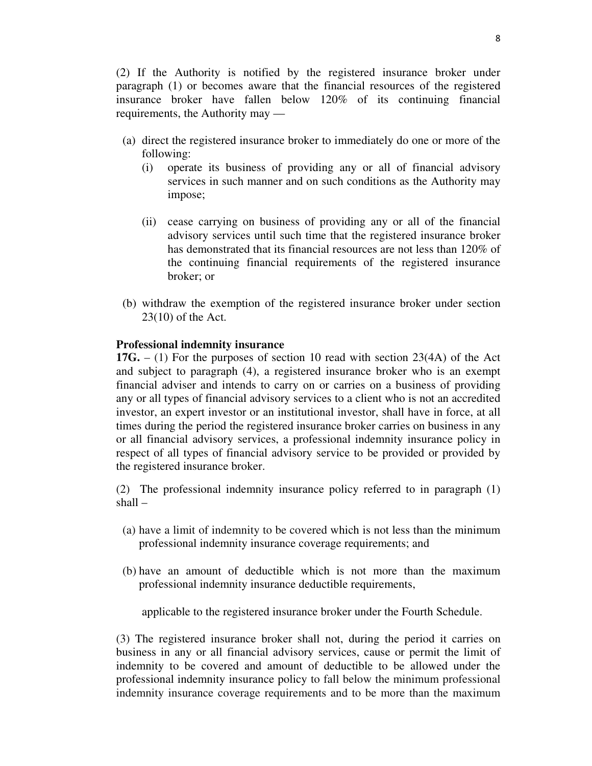(2) If the Authority is notified by the registered insurance broker under paragraph (1) or becomes aware that the financial resources of the registered insurance broker have fallen below 120% of its continuing financial requirements, the Authority may —

(a) direct the registered insurance broker to immediately do one or more of the following:

   (i) operate its business of providing any or all of financial advisory services in such manner and on such conditions as the Authority may impose;

   (ii) cease carrying on business of providing any or all of the financial advisory services until such time that the registered insurance broker has demonstrated that its financial resources are not less than 120% of the continuing financial requirements of the registered insurance broker; or

(b) withdraw the exemption of the registered insurance broker under section 23(10) of the Act.

**Professional indemnity insurance**

**17G.** – (1) For the purposes of section 10 read with section 23(4A) of the Act and subject to paragraph (4), a registered insurance broker who is an exempt financial adviser and intends to carry on or carries on a business of providing any or all types of financial advisory services to a client who is not an accredited investor, an expert investor or an institutional investor, shall have in force, at all times during the period the registered insurance broker carries on business in any or all financial advisory services, a professional indemnity insurance policy in respect of all types of financial advisory service to be provided or provided by the registered insurance broker.

(2) The professional indemnity insurance policy referred to in paragraph (1) shall –

(a) have a limit of indemnity to be covered which is not less than the minimum professional indemnity insurance coverage requirements; and

(b) have an amount of deductible which is not more than the maximum professional indemnity insurance deductible requirements,

applicable to the registered insurance broker under the Fourth Schedule.

(3) The registered insurance broker shall not, during the period it carries on business in any or all financial advisory services, cause or permit the limit of indemnity to be covered and amount of deductible to be allowed under the professional indemnity insurance policy to fall below the minimum professional indemnity insurance coverage requirements and to be more than the maximum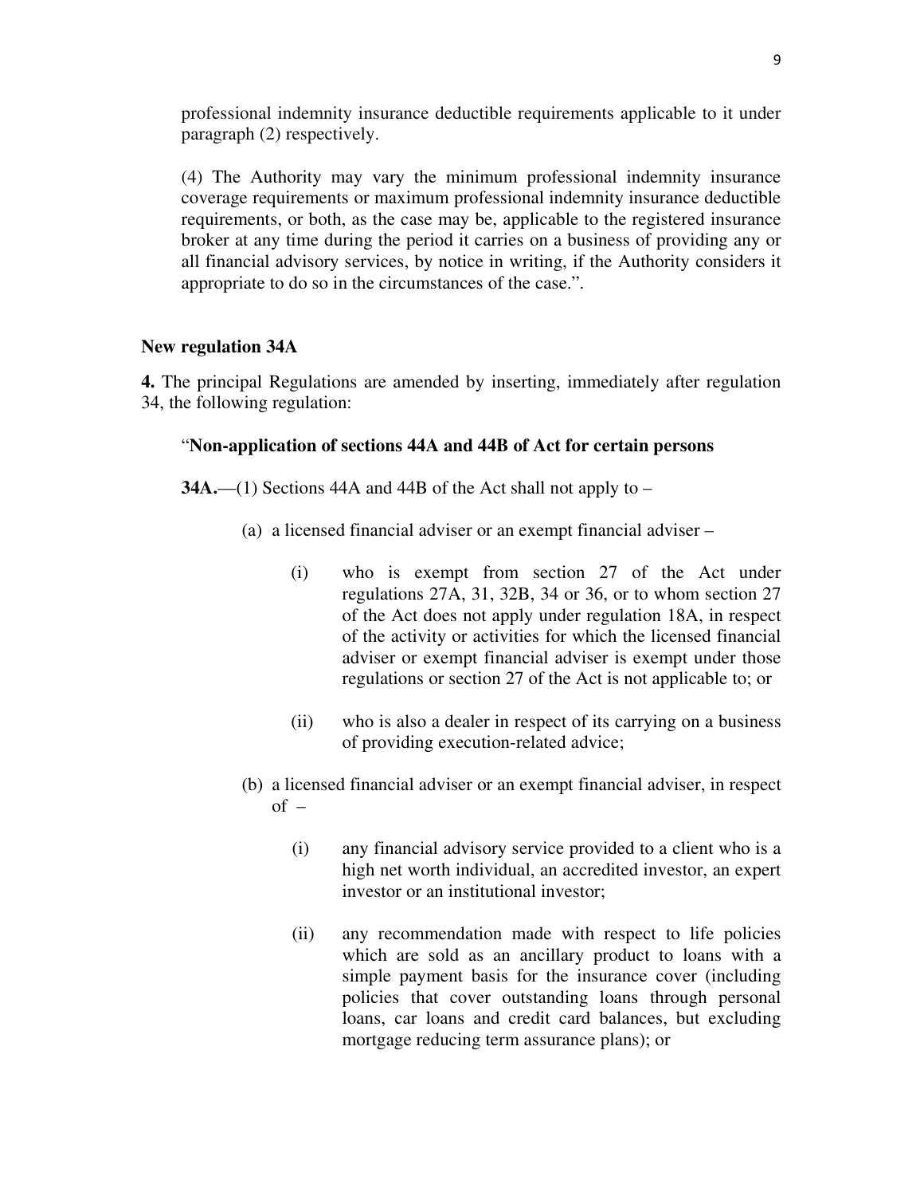professional indemnity insurance deductible requirements applicable to it under paragraph (2) respectively.

(4) The Authority may vary the minimum professional indemnity insurance coverage requirements or maximum professional indemnity insurance deductible requirements, or both, as the case may be, applicable to the registered insurance broker at any time during the period it carries on a business of providing any or all financial advisory services, by notice in writing, if the Authority considers it appropriate to do so in the circumstances of the case.".

**New regulation 34A**

**4.** The principal Regulations are amended by inserting, immediately after regulation 34, the following regulation:

"**Non-application of sections 44A and 44B of Act for certain persons**

**34A.**—(1) Sections 44A and 44B of the Act shall not apply to –

(a) a licensed financial adviser or an exempt financial adviser –

(i) who is exempt from section 27 of the Act under regulations 27A, 31, 32B, 34 or 36, or to whom section 27 of the Act does not apply under regulation 18A, in respect of the activity or activities for which the licensed financial adviser or exempt financial adviser is exempt under those regulations or section 27 of the Act is not applicable to; or

(ii) who is also a dealer in respect of its carrying on a business of providing execution-related advice;

(b) a licensed financial adviser or an exempt financial adviser, in respect of –

(i) any financial advisory service provided to a client who is a high net worth individual, an accredited investor, an expert investor or an institutional investor;

(ii) any recommendation made with respect to life policies which are sold as an ancillary product to loans with a simple payment basis for the insurance cover (including policies that cover outstanding loans through personal loans, car loans and credit card balances, but excluding mortgage reducing term assurance plans); or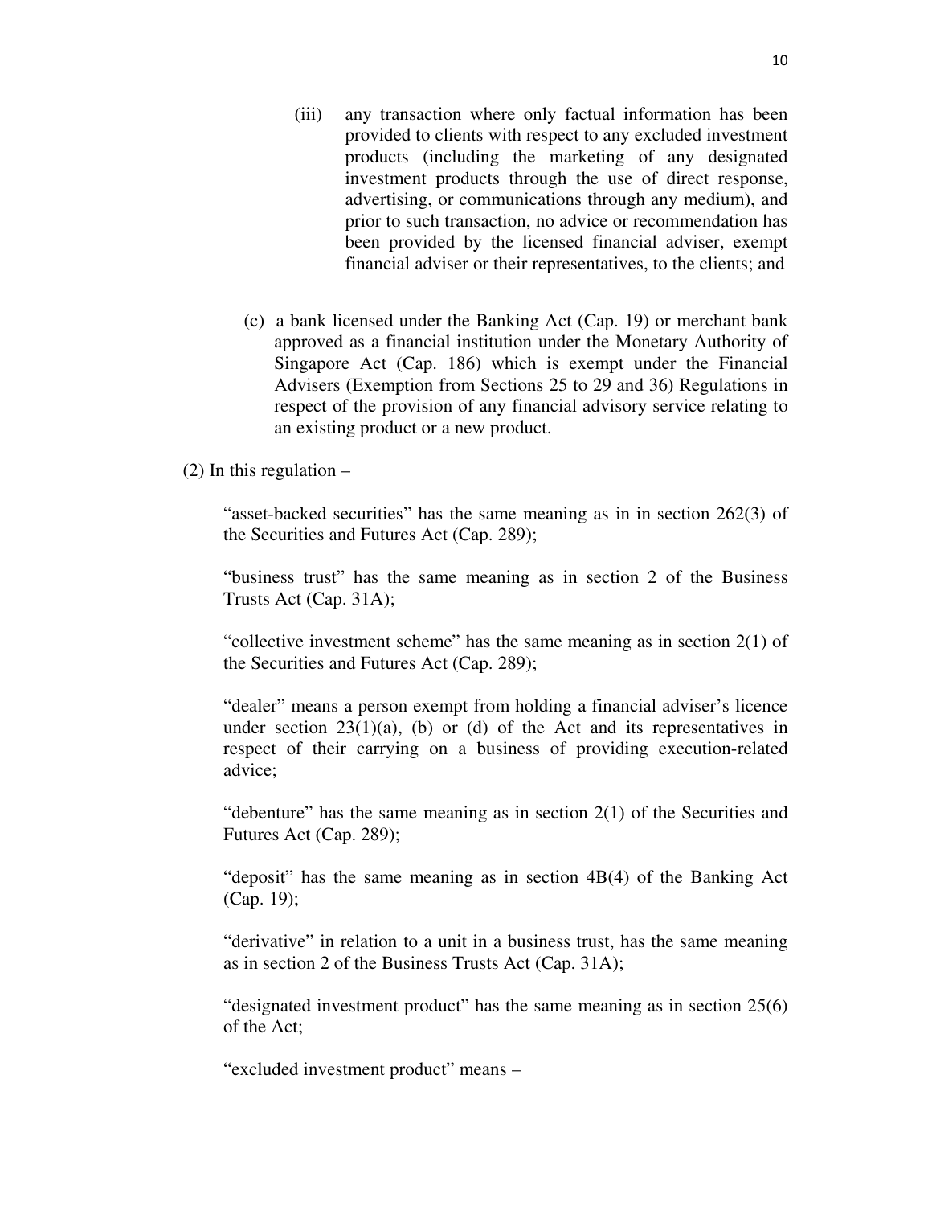(iii) any transaction where only factual information has been provided to clients with respect to any excluded investment products (including the marketing of any designated investment products through the use of direct response, advertising, or communications through any medium), and prior to such transaction, no advice or recommendation has been provided by the licensed financial adviser, exempt financial adviser or their representatives, to the clients; and

(c) a bank licensed under the Banking Act (Cap. 19) or merchant bank approved as a financial institution under the Monetary Authority of Singapore Act (Cap. 186) which is exempt under the Financial Advisers (Exemption from Sections 25 to 29 and 36) Regulations in respect of the provision of any financial advisory service relating to an existing product or a new product.

(2) In this regulation –

"asset-backed securities" has the same meaning as in in section 262(3) of the Securities and Futures Act (Cap. 289);

"business trust" has the same meaning as in section 2 of the Business Trusts Act (Cap. 31A);

"collective investment scheme" has the same meaning as in section 2(1) of the Securities and Futures Act (Cap. 289);

"dealer" means a person exempt from holding a financial adviser's licence under section 23(1)(a), (b) or (d) of the Act and its representatives in respect of their carrying on a business of providing execution-related advice;

"debenture" has the same meaning as in section 2(1) of the Securities and Futures Act (Cap. 289);

"deposit" has the same meaning as in section 4B(4) of the Banking Act (Cap. 19);

"derivative" in relation to a unit in a business trust, has the same meaning as in section 2 of the Business Trusts Act (Cap. 31A);

"designated investment product" has the same meaning as in section 25(6) of the Act;

"excluded investment product" means –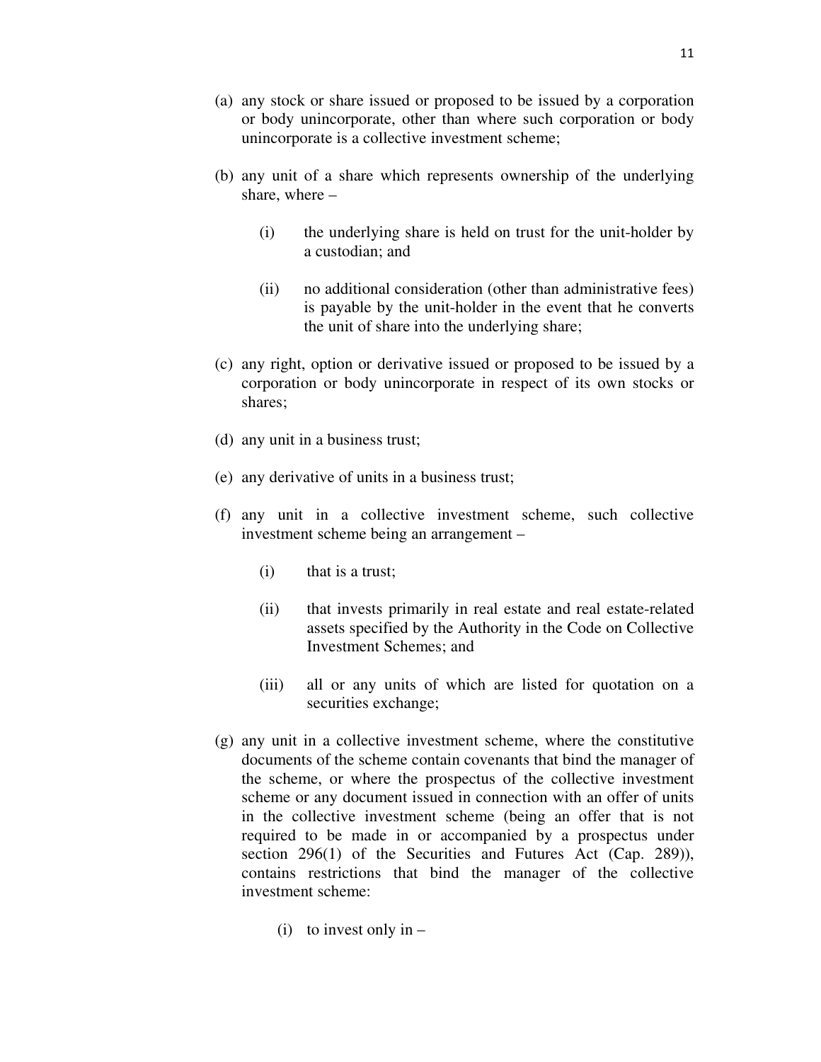(a) any stock or share issued or proposed to be issued by a corporation or body unincorporate, other than where such corporation or body unincorporate is a collective investment scheme;

(b) any unit of a share which represents ownership of the underlying share, where –

  (i) the underlying share is held on trust for the unit-holder by a custodian; and

  (ii) no additional consideration (other than administrative fees) is payable by the unit-holder in the event that he converts the unit of share into the underlying share;

(c) any right, option or derivative issued or proposed to be issued by a corporation or body unincorporate in respect of its own stocks or shares;

(d) any unit in a business trust;

(e) any derivative of units in a business trust;

(f) any unit in a collective investment scheme, such collective investment scheme being an arrangement –

  (i) that is a trust;

  (ii) that invests primarily in real estate and real estate-related assets specified by the Authority in the Code on Collective Investment Schemes; and

  (iii) all or any units of which are listed for quotation on a securities exchange;

(g) any unit in a collective investment scheme, where the constitutive documents of the scheme contain covenants that bind the manager of the scheme, or where the prospectus of the collective investment scheme or any document issued in connection with an offer of units in the collective investment scheme (being an offer that is not required to be made in or accompanied by a prospectus under section 296(1) of the Securities and Futures Act (Cap. 289)), contains restrictions that bind the manager of the collective investment scheme:

  (i) to invest only in –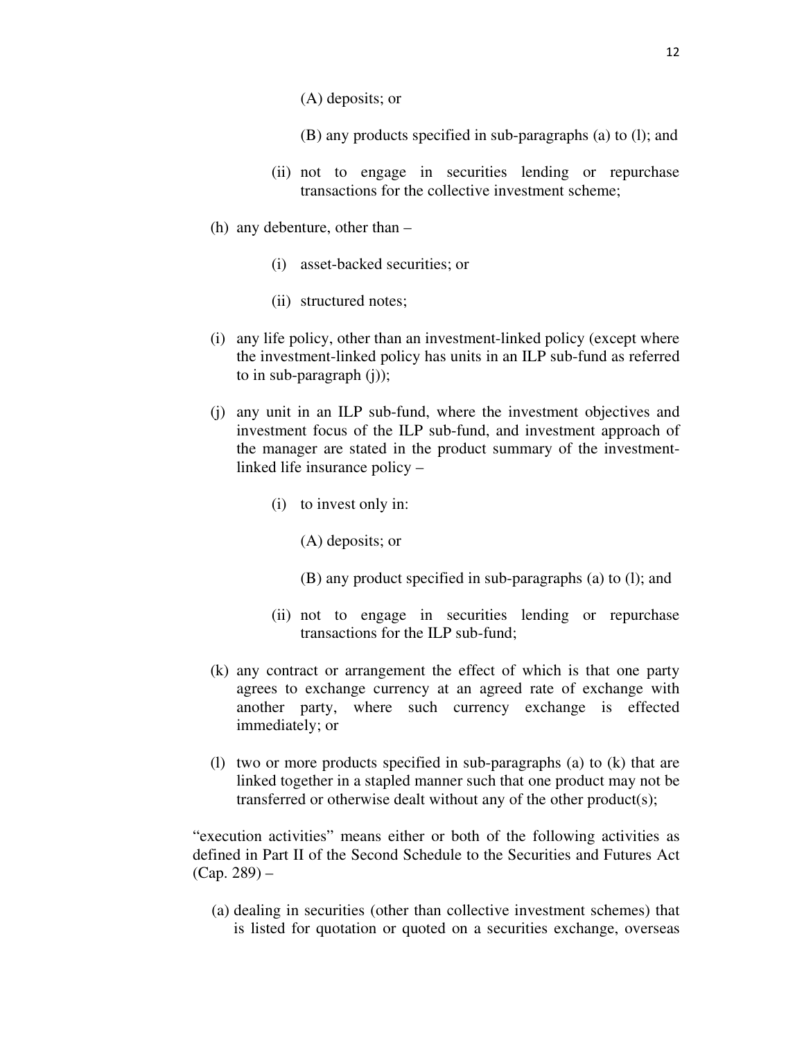(A) deposits; or

(B) any products specified in sub-paragraphs (a) to (l); and

(ii) not to engage in securities lending or repurchase transactions for the collective investment scheme;

(h) any debenture, other than –

(i) asset-backed securities; or

(ii) structured notes;

(i) any life policy, other than an investment-linked policy (except where the investment-linked policy has units in an ILP sub-fund as referred to in sub-paragraph (j));

(j) any unit in an ILP sub-fund, where the investment objectives and investment focus of the ILP sub-fund, and investment approach of the manager are stated in the product summary of the investment-linked life insurance policy –

(i) to invest only in:

(A) deposits; or

(B) any product specified in sub-paragraphs (a) to (l); and

(ii) not to engage in securities lending or repurchase transactions for the ILP sub-fund;

(k) any contract or arrangement the effect of which is that one party agrees to exchange currency at an agreed rate of exchange with another party, where such currency exchange is effected immediately; or

(l) two or more products specified in sub-paragraphs (a) to (k) that are linked together in a stapled manner such that one product may not be transferred or otherwise dealt without any of the other product(s);

"execution activities" means either or both of the following activities as defined in Part II of the Second Schedule to the Securities and Futures Act (Cap. 289) –

(a) dealing in securities (other than collective investment schemes) that is listed for quotation or quoted on a securities exchange, overseas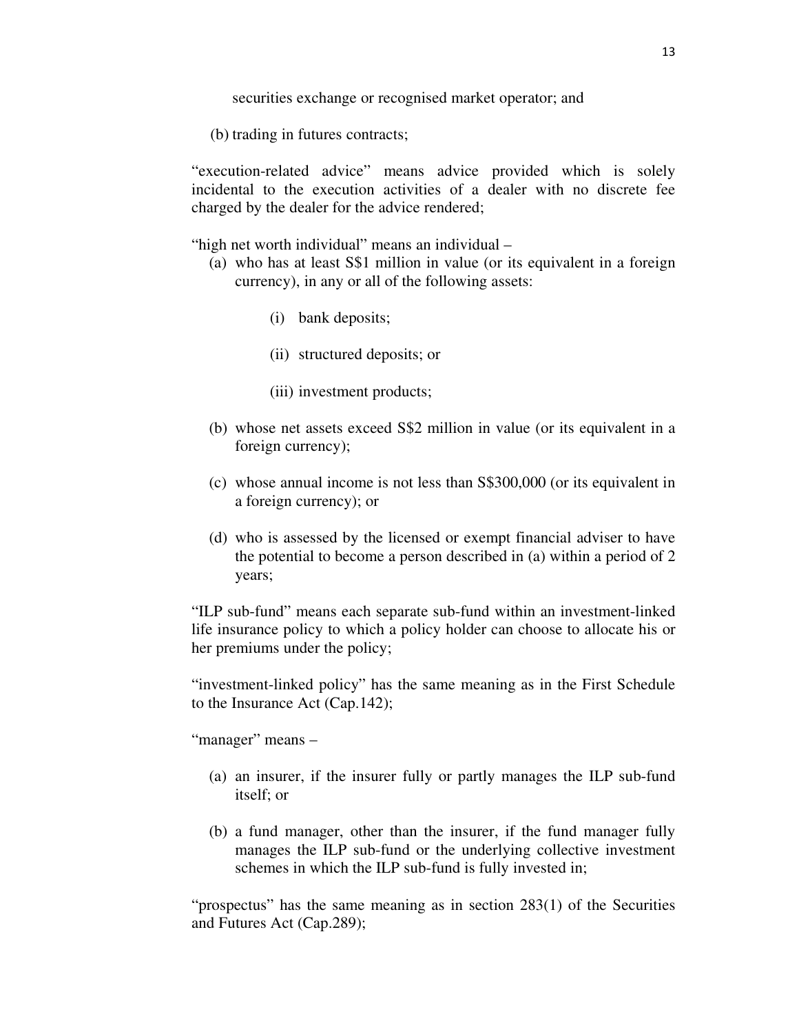securities exchange or recognised market operator; and

(b) trading in futures contracts;

"execution-related advice" means advice provided which is solely incidental to the execution activities of a dealer with no discrete fee charged by the dealer for the advice rendered;

"high net worth individual" means an individual –

(a) who has at least S$1 million in value (or its equivalent in a foreign currency), in any or all of the following assets:

(i) bank deposits;

(ii) structured deposits; or

(iii) investment products;

(b) whose net assets exceed S$2 million in value (or its equivalent in a foreign currency);

(c) whose annual income is not less than S$300,000 (or its equivalent in a foreign currency); or

(d) who is assessed by the licensed or exempt financial adviser to have the potential to become a person described in (a) within a period of 2 years;

"ILP sub-fund" means each separate sub-fund within an investment-linked life insurance policy to which a policy holder can choose to allocate his or her premiums under the policy;

"investment-linked policy" has the same meaning as in the First Schedule to the Insurance Act (Cap.142);

"manager" means –

(a) an insurer, if the insurer fully or partly manages the ILP sub-fund itself; or

(b) a fund manager, other than the insurer, if the fund manager fully manages the ILP sub-fund or the underlying collective investment schemes in which the ILP sub-fund is fully invested in;

"prospectus" has the same meaning as in section 283(1) of the Securities and Futures Act (Cap.289);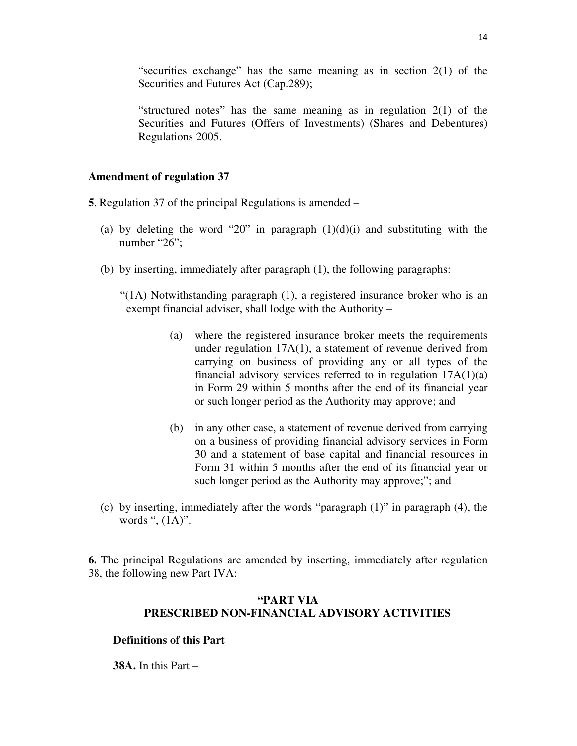"securities exchange" has the same meaning as in section 2(1) of the Securities and Futures Act (Cap.289);

"structured notes" has the same meaning as in regulation 2(1) of the Securities and Futures (Offers of Investments) (Shares and Debentures) Regulations 2005.

**Amendment of regulation 37**

**5**. Regulation 37 of the principal Regulations is amended –

(a) by deleting the word "20" in paragraph (1)(d)(i) and substituting with the number "26";

(b) by inserting, immediately after paragraph (1), the following paragraphs:

"(1A) Notwithstanding paragraph (1), a registered insurance broker who is an exempt financial adviser, shall lodge with the Authority –

> (a) where the registered insurance broker meets the requirements under regulation 17A(1), a statement of revenue derived from carrying on business of providing any or all types of the financial advisory services referred to in regulation 17A(1)(a) in Form 29 within 5 months after the end of its financial year or such longer period as the Authority may approve; and
>
> (b) in any other case, a statement of revenue derived from carrying on a business of providing financial advisory services in Form 30 and a statement of base capital and financial resources in Form 31 within 5 months after the end of its financial year or such longer period as the Authority may approve;"; and

(c) by inserting, immediately after the words "paragraph (1)" in paragraph (4), the words ", (1A)".

**6.** The principal Regulations are amended by inserting, immediately after regulation 38, the following new Part IVA:

**"PART VIA**
**PRESCRIBED NON-FINANCIAL ADVISORY ACTIVITIES**

**Definitions of this Part**

**38A.** In this Part –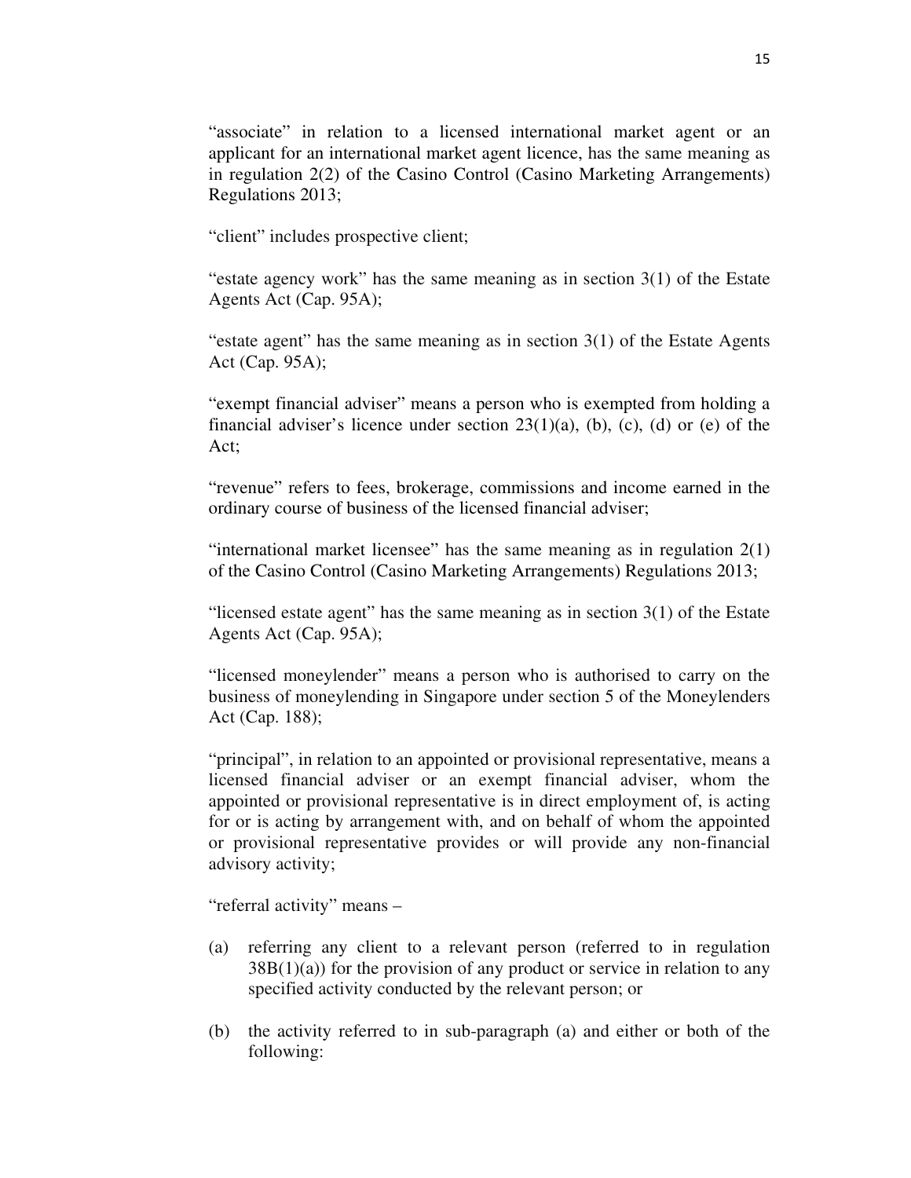"associate" in relation to a licensed international market agent or an applicant for an international market agent licence, has the same meaning as in regulation 2(2) of the Casino Control (Casino Marketing Arrangements) Regulations 2013;

"client" includes prospective client;

"estate agency work" has the same meaning as in section 3(1) of the Estate Agents Act (Cap. 95A);

"estate agent" has the same meaning as in section 3(1) of the Estate Agents Act (Cap. 95A);

"exempt financial adviser" means a person who is exempted from holding a financial adviser's licence under section 23(1)(a), (b), (c), (d) or (e) of the Act;

"revenue" refers to fees, brokerage, commissions and income earned in the ordinary course of business of the licensed financial adviser;

"international market licensee" has the same meaning as in regulation 2(1) of the Casino Control (Casino Marketing Arrangements) Regulations 2013;

"licensed estate agent" has the same meaning as in section 3(1) of the Estate Agents Act (Cap. 95A);

"licensed moneylender" means a person who is authorised to carry on the business of moneylending in Singapore under section 5 of the Moneylenders Act (Cap. 188);

"principal", in relation to an appointed or provisional representative, means a licensed financial adviser or an exempt financial adviser, whom the appointed or provisional representative is in direct employment of, is acting for or is acting by arrangement with, and on behalf of whom the appointed or provisional representative provides or will provide any non-financial advisory activity;

"referral activity" means –

(a) referring any client to a relevant person (referred to in regulation 38B(1)(a)) for the provision of any product or service in relation to any specified activity conducted by the relevant person; or

(b) the activity referred to in sub-paragraph (a) and either or both of the following: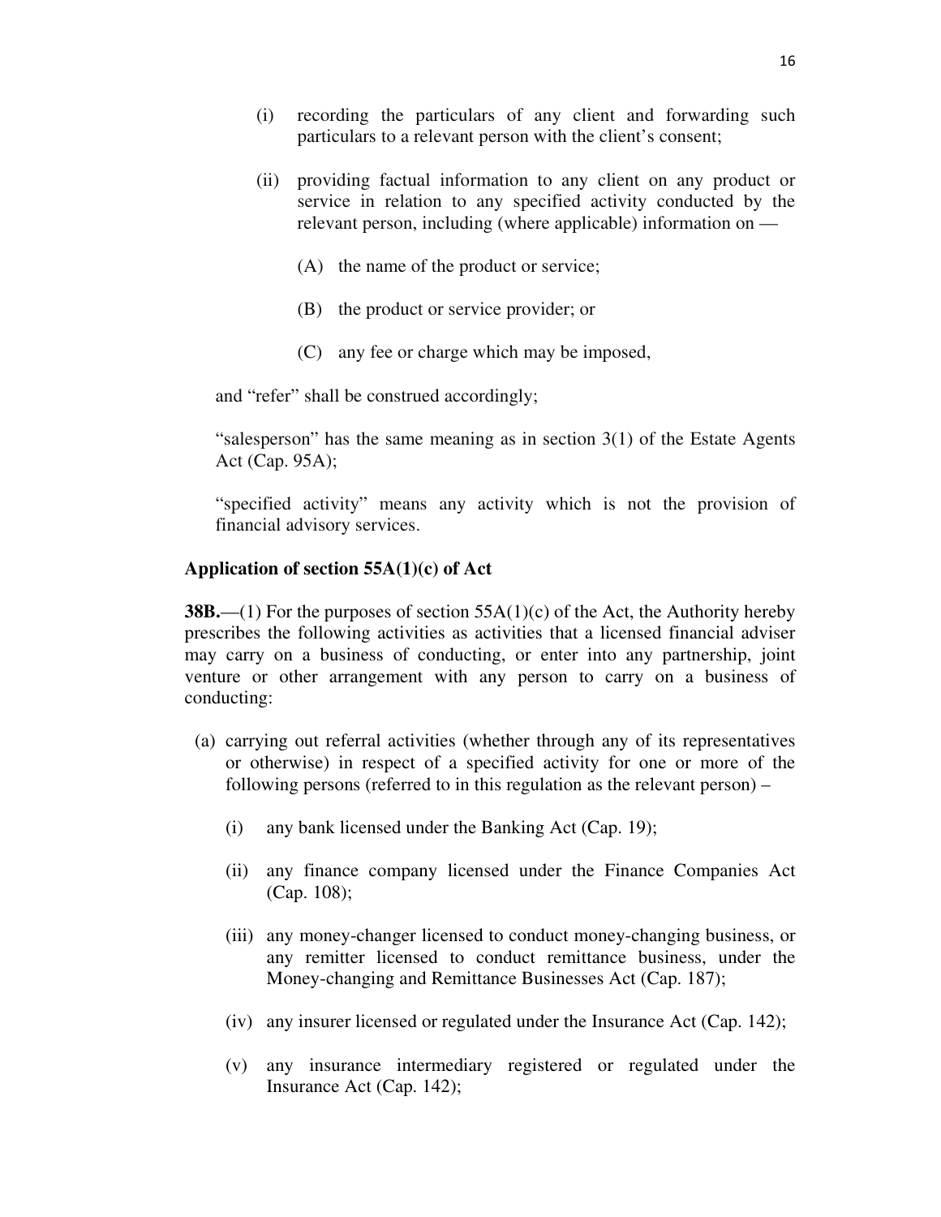(i) recording the particulars of any client and forwarding such particulars to a relevant person with the client's consent;

(ii) providing factual information to any client on any product or service in relation to any specified activity conducted by the relevant person, including (where applicable) information on —

(A) the name of the product or service;

(B) the product or service provider; or

(C) any fee or charge which may be imposed,

and "refer" shall be construed accordingly;

"salesperson" has the same meaning as in section 3(1) of the Estate Agents Act (Cap. 95A);

"specified activity" means any activity which is not the provision of financial advisory services.

**Application of section 55A(1)(c) of Act**

**38B.**—(1) For the purposes of section 55A(1)(c) of the Act, the Authority hereby prescribes the following activities as activities that a licensed financial adviser may carry on a business of conducting, or enter into any partnership, joint venture or other arrangement with any person to carry on a business of conducting:

(a) carrying out referral activities (whether through any of its representatives or otherwise) in respect of a specified activity for one or more of the following persons (referred to in this regulation as the relevant person) –

(i) any bank licensed under the Banking Act (Cap. 19);

(ii) any finance company licensed under the Finance Companies Act (Cap. 108);

(iii) any money-changer licensed to conduct money-changing business, or any remitter licensed to conduct remittance business, under the Money-changing and Remittance Businesses Act (Cap. 187);

(iv) any insurer licensed or regulated under the Insurance Act (Cap. 142);

(v) any insurance intermediary registered or regulated under the Insurance Act (Cap. 142);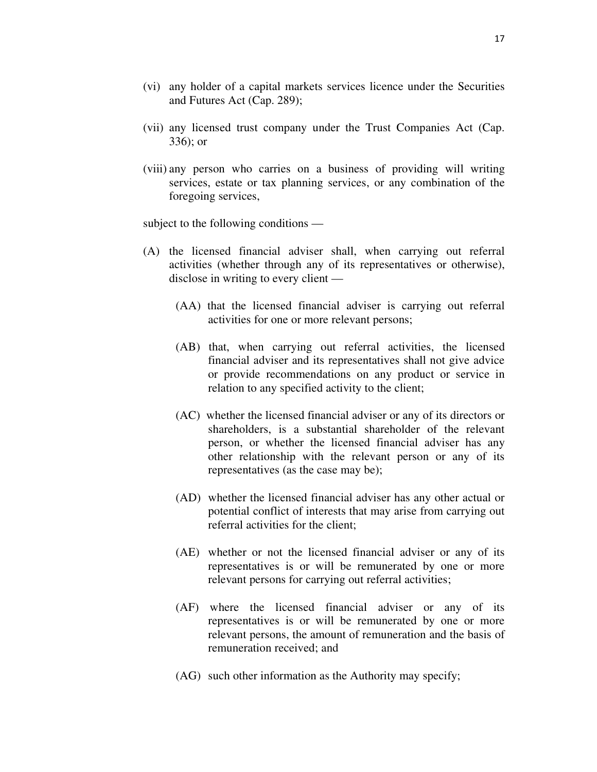(vi) any holder of a capital markets services licence under the Securities and Futures Act (Cap. 289);

(vii) any licensed trust company under the Trust Companies Act (Cap. 336); or

(viii) any person who carries on a business of providing will writing services, estate or tax planning services, or any combination of the foregoing services,

subject to the following conditions —

(A) the licensed financial adviser shall, when carrying out referral activities (whether through any of its representatives or otherwise), disclose in writing to every client —

(AA) that the licensed financial adviser is carrying out referral activities for one or more relevant persons;

(AB) that, when carrying out referral activities, the licensed financial adviser and its representatives shall not give advice or provide recommendations on any product or service in relation to any specified activity to the client;

(AC) whether the licensed financial adviser or any of its directors or shareholders, is a substantial shareholder of the relevant person, or whether the licensed financial adviser has any other relationship with the relevant person or any of its representatives (as the case may be);

(AD) whether the licensed financial adviser has any other actual or potential conflict of interests that may arise from carrying out referral activities for the client;

(AE) whether or not the licensed financial adviser or any of its representatives is or will be remunerated by one or more relevant persons for carrying out referral activities;

(AF) where the licensed financial adviser or any of its representatives is or will be remunerated by one or more relevant persons, the amount of remuneration and the basis of remuneration received; and

(AG) such other information as the Authority may specify;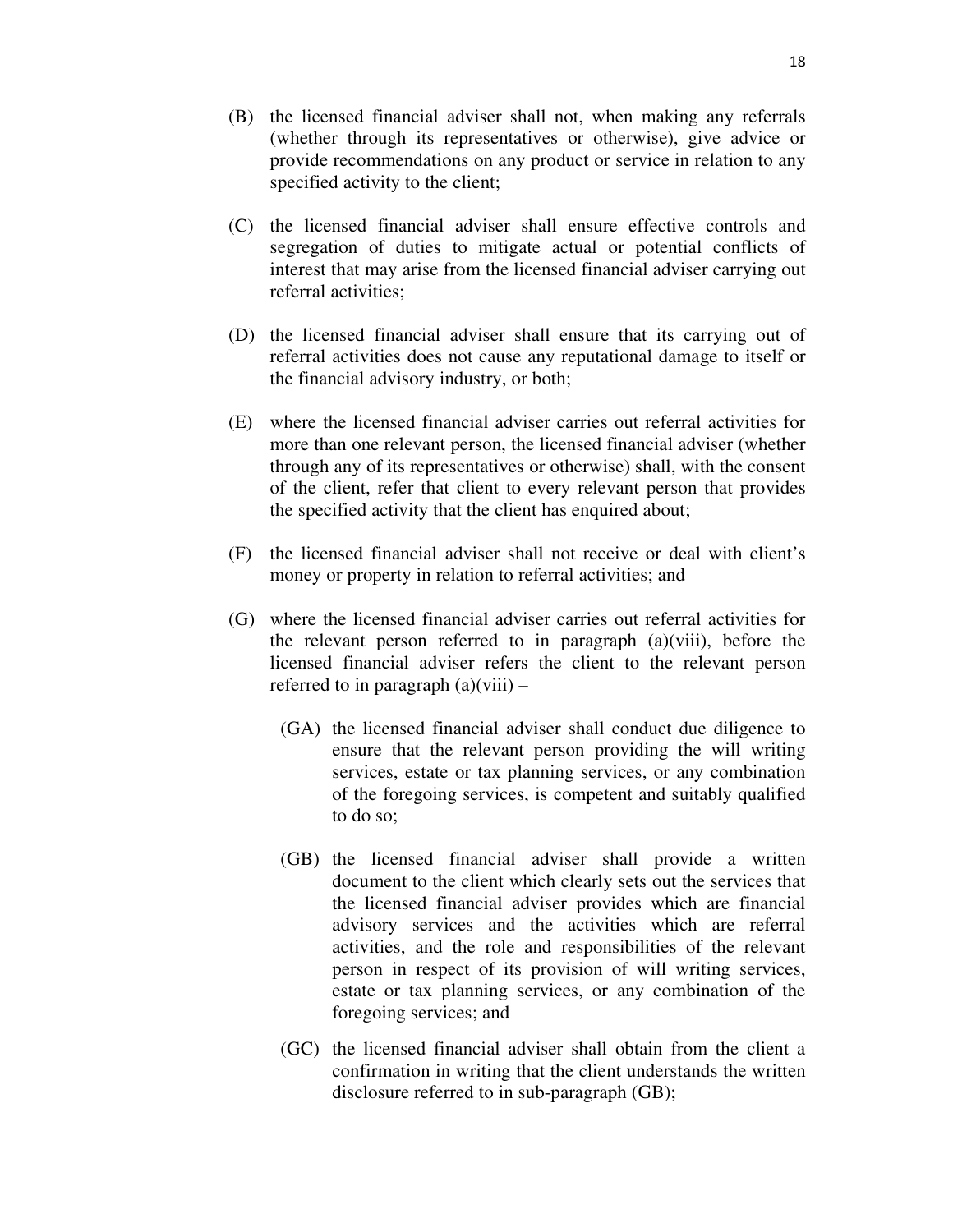(B) the licensed financial adviser shall not, when making any referrals (whether through its representatives or otherwise), give advice or provide recommendations on any product or service in relation to any specified activity to the client;

(C) the licensed financial adviser shall ensure effective controls and segregation of duties to mitigate actual or potential conflicts of interest that may arise from the licensed financial adviser carrying out referral activities;

(D) the licensed financial adviser shall ensure that its carrying out of referral activities does not cause any reputational damage to itself or the financial advisory industry, or both;

(E) where the licensed financial adviser carries out referral activities for more than one relevant person, the licensed financial adviser (whether through any of its representatives or otherwise) shall, with the consent of the client, refer that client to every relevant person that provides the specified activity that the client has enquired about;

(F) the licensed financial adviser shall not receive or deal with client's money or property in relation to referral activities; and

(G) where the licensed financial adviser carries out referral activities for the relevant person referred to in paragraph (a)(viii), before the licensed financial adviser refers the client to the relevant person referred to in paragraph (a)(viii) –

   (GA) the licensed financial adviser shall conduct due diligence to ensure that the relevant person providing the will writing services, estate or tax planning services, or any combination of the foregoing services, is competent and suitably qualified to do so;

   (GB) the licensed financial adviser shall provide a written document to the client which clearly sets out the services that the licensed financial adviser provides which are financial advisory services and the activities which are referral activities, and the role and responsibilities of the relevant person in respect of its provision of will writing services, estate or tax planning services, or any combination of the foregoing services; and

   (GC) the licensed financial adviser shall obtain from the client a confirmation in writing that the client understands the written disclosure referred to in sub-paragraph (GB);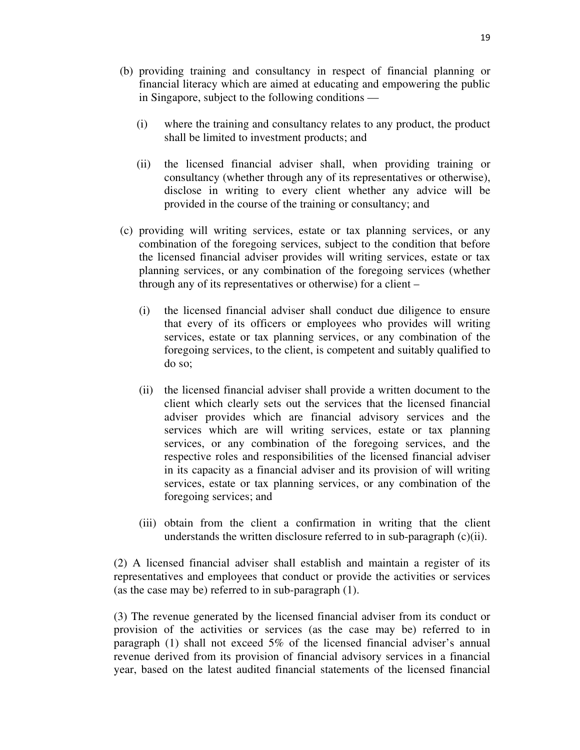(b) providing training and consultancy in respect of financial planning or financial literacy which are aimed at educating and empowering the public in Singapore, subject to the following conditions —

  (i) where the training and consultancy relates to any product, the product shall be limited to investment products; and

  (ii) the licensed financial adviser shall, when providing training or consultancy (whether through any of its representatives or otherwise), disclose in writing to every client whether any advice will be provided in the course of the training or consultancy; and

(c) providing will writing services, estate or tax planning services, or any combination of the foregoing services, subject to the condition that before the licensed financial adviser provides will writing services, estate or tax planning services, or any combination of the foregoing services (whether through any of its representatives or otherwise) for a client –

  (i) the licensed financial adviser shall conduct due diligence to ensure that every of its officers or employees who provides will writing services, estate or tax planning services, or any combination of the foregoing services, to the client, is competent and suitably qualified to do so;

  (ii) the licensed financial adviser shall provide a written document to the client which clearly sets out the services that the licensed financial adviser provides which are financial advisory services and the services which are will writing services, estate or tax planning services, or any combination of the foregoing services, and the respective roles and responsibilities of the licensed financial adviser in its capacity as a financial adviser and its provision of will writing services, estate or tax planning services, or any combination of the foregoing services; and

  (iii) obtain from the client a confirmation in writing that the client understands the written disclosure referred to in sub-paragraph (c)(ii).

(2) A licensed financial adviser shall establish and maintain a register of its representatives and employees that conduct or provide the activities or services (as the case may be) referred to in sub-paragraph (1).

(3) The revenue generated by the licensed financial adviser from its conduct or provision of the activities or services (as the case may be) referred to in paragraph (1) shall not exceed 5% of the licensed financial adviser's annual revenue derived from its provision of financial advisory services in a financial year, based on the latest audited financial statements of the licensed financial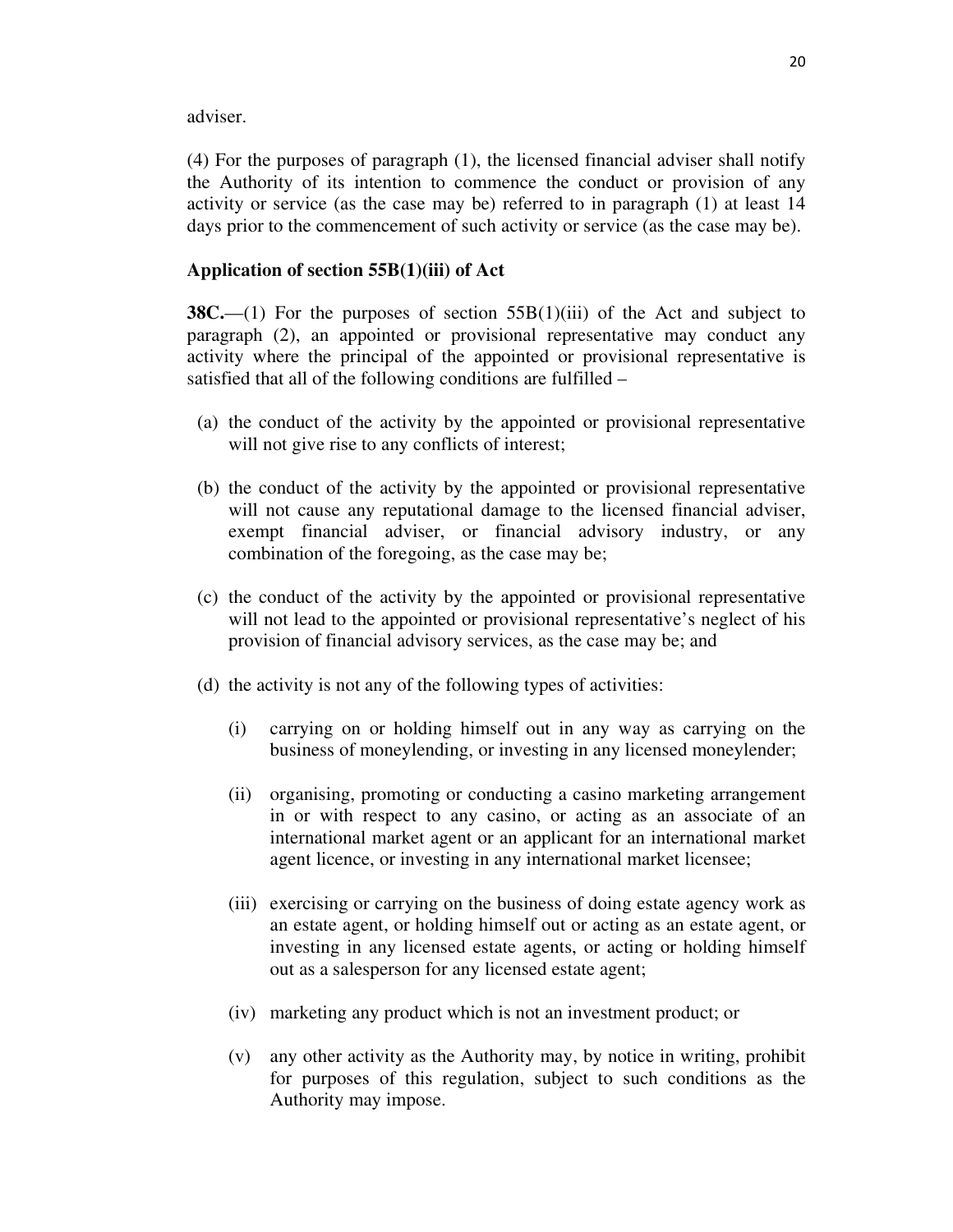adviser.

(4) For the purposes of paragraph (1), the licensed financial adviser shall notify the Authority of its intention to commence the conduct or provision of any activity or service (as the case may be) referred to in paragraph (1) at least 14 days prior to the commencement of such activity or service (as the case may be).

**Application of section 55B(1)(iii) of Act**

**38C.**—(1) For the purposes of section 55B(1)(iii) of the Act and subject to paragraph (2), an appointed or provisional representative may conduct any activity where the principal of the appointed or provisional representative is satisfied that all of the following conditions are fulfilled –

(a) the conduct of the activity by the appointed or provisional representative will not give rise to any conflicts of interest;

(b) the conduct of the activity by the appointed or provisional representative will not cause any reputational damage to the licensed financial adviser, exempt financial adviser, or financial advisory industry, or any combination of the foregoing, as the case may be;

(c) the conduct of the activity by the appointed or provisional representative will not lead to the appointed or provisional representative's neglect of his provision of financial advisory services, as the case may be; and

(d) the activity is not any of the following types of activities:

(i) carrying on or holding himself out in any way as carrying on the business of moneylending, or investing in any licensed moneylender;

(ii) organising, promoting or conducting a casino marketing arrangement in or with respect to any casino, or acting as an associate of an international market agent or an applicant for an international market agent licence, or investing in any international market licensee;

(iii) exercising or carrying on the business of doing estate agency work as an estate agent, or holding himself out or acting as an estate agent, or investing in any licensed estate agents, or acting or holding himself out as a salesperson for any licensed estate agent;

(iv) marketing any product which is not an investment product; or

(v) any other activity as the Authority may, by notice in writing, prohibit for purposes of this regulation, subject to such conditions as the Authority may impose.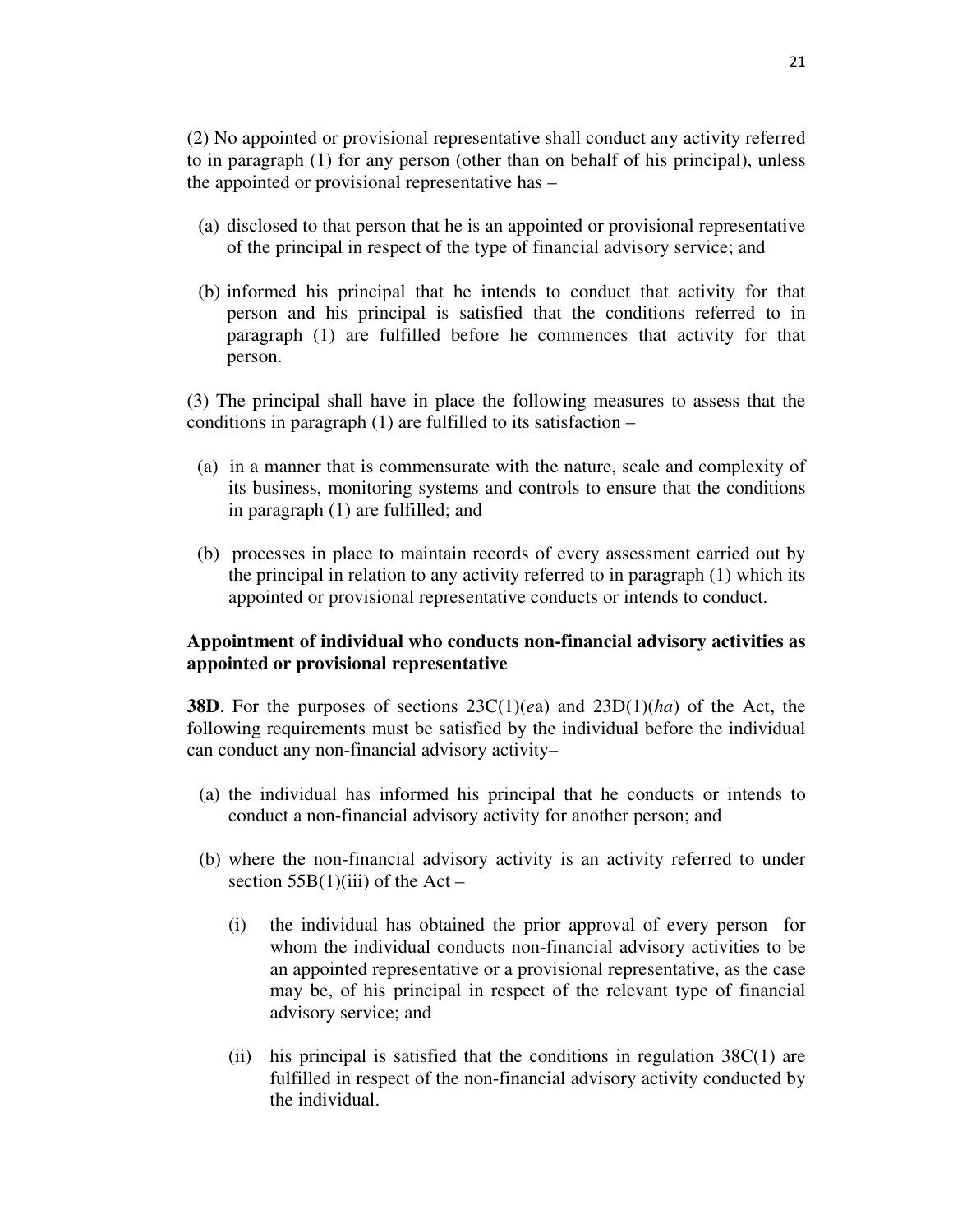(2) No appointed or provisional representative shall conduct any activity referred to in paragraph (1) for any person (other than on behalf of his principal), unless the appointed or provisional representative has –

(a) disclosed to that person that he is an appointed or provisional representative of the principal in respect of the type of financial advisory service; and

(b) informed his principal that he intends to conduct that activity for that person and his principal is satisfied that the conditions referred to in paragraph (1) are fulfilled before he commences that activity for that person.

(3) The principal shall have in place the following measures to assess that the conditions in paragraph (1) are fulfilled to its satisfaction –

(a) in a manner that is commensurate with the nature, scale and complexity of its business, monitoring systems and controls to ensure that the conditions in paragraph (1) are fulfilled; and

(b) processes in place to maintain records of every assessment carried out by the principal in relation to any activity referred to in paragraph (1) which its appointed or provisional representative conducts or intends to conduct.

**Appointment of individual who conducts non-financial advisory activities as appointed or provisional representative**

**38D**. For the purposes of sections 23C(1)(*e*a) and 23D(1)(*ha*) of the Act, the following requirements must be satisfied by the individual before the individual can conduct any non-financial advisory activity–

(a) the individual has informed his principal that he conducts or intends to conduct a non-financial advisory activity for another person; and

(b) where the non-financial advisory activity is an activity referred to under section 55B(1)(iii) of the Act –

(i) the individual has obtained the prior approval of every person for whom the individual conducts non-financial advisory activities to be an appointed representative or a provisional representative, as the case may be, of his principal in respect of the relevant type of financial advisory service; and

(ii) his principal is satisfied that the conditions in regulation 38C(1) are fulfilled in respect of the non-financial advisory activity conducted by the individual.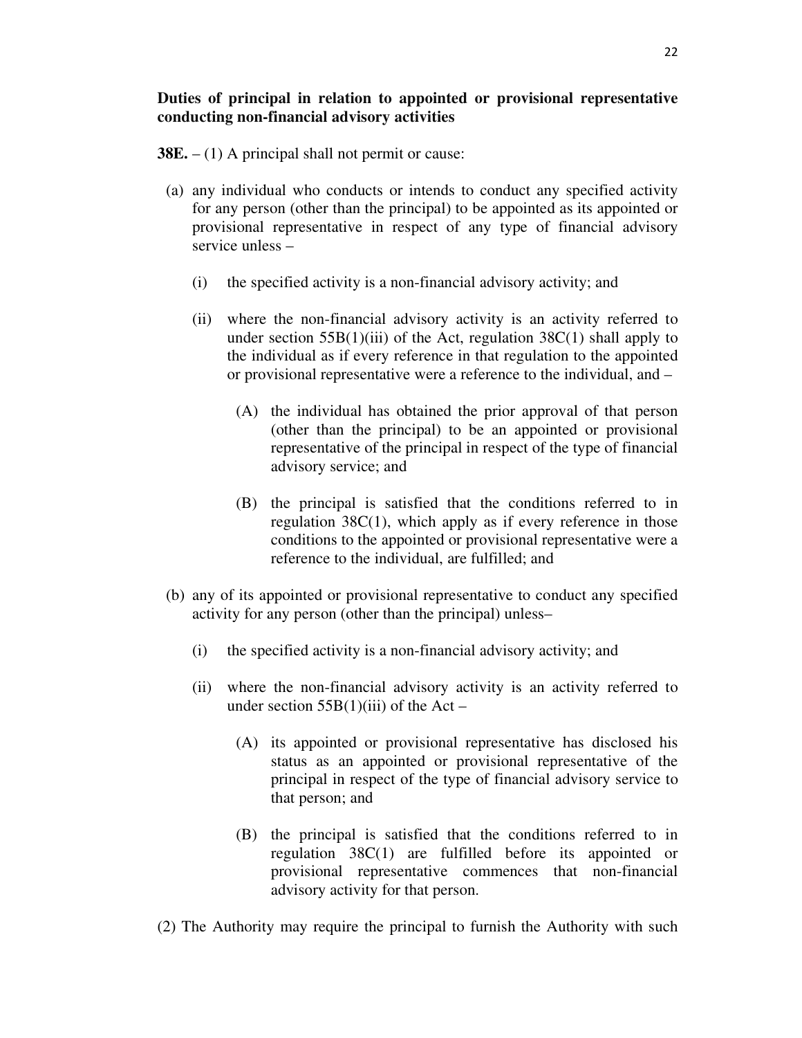**Duties of principal in relation to appointed or provisional representative conducting non-financial advisory activities**

**38E.** – (1) A principal shall not permit or cause:

(a) any individual who conducts or intends to conduct any specified activity for any person (other than the principal) to be appointed as its appointed or provisional representative in respect of any type of financial advisory service unless –

  (i) the specified activity is a non-financial advisory activity; and

  (ii) where the non-financial advisory activity is an activity referred to under section 55B(1)(iii) of the Act, regulation 38C(1) shall apply to the individual as if every reference in that regulation to the appointed or provisional representative were a reference to the individual, and –

    (A) the individual has obtained the prior approval of that person (other than the principal) to be an appointed or provisional representative of the principal in respect of the type of financial advisory service; and

    (B) the principal is satisfied that the conditions referred to in regulation 38C(1), which apply as if every reference in those conditions to the appointed or provisional representative were a reference to the individual, are fulfilled; and

(b) any of its appointed or provisional representative to conduct any specified activity for any person (other than the principal) unless–

  (i) the specified activity is a non-financial advisory activity; and

  (ii) where the non-financial advisory activity is an activity referred to under section 55B(1)(iii) of the Act –

    (A) its appointed or provisional representative has disclosed his status as an appointed or provisional representative of the principal in respect of the type of financial advisory service to that person; and

    (B) the principal is satisfied that the conditions referred to in regulation 38C(1) are fulfilled before its appointed or provisional representative commences that non-financial advisory activity for that person.

(2) The Authority may require the principal to furnish the Authority with such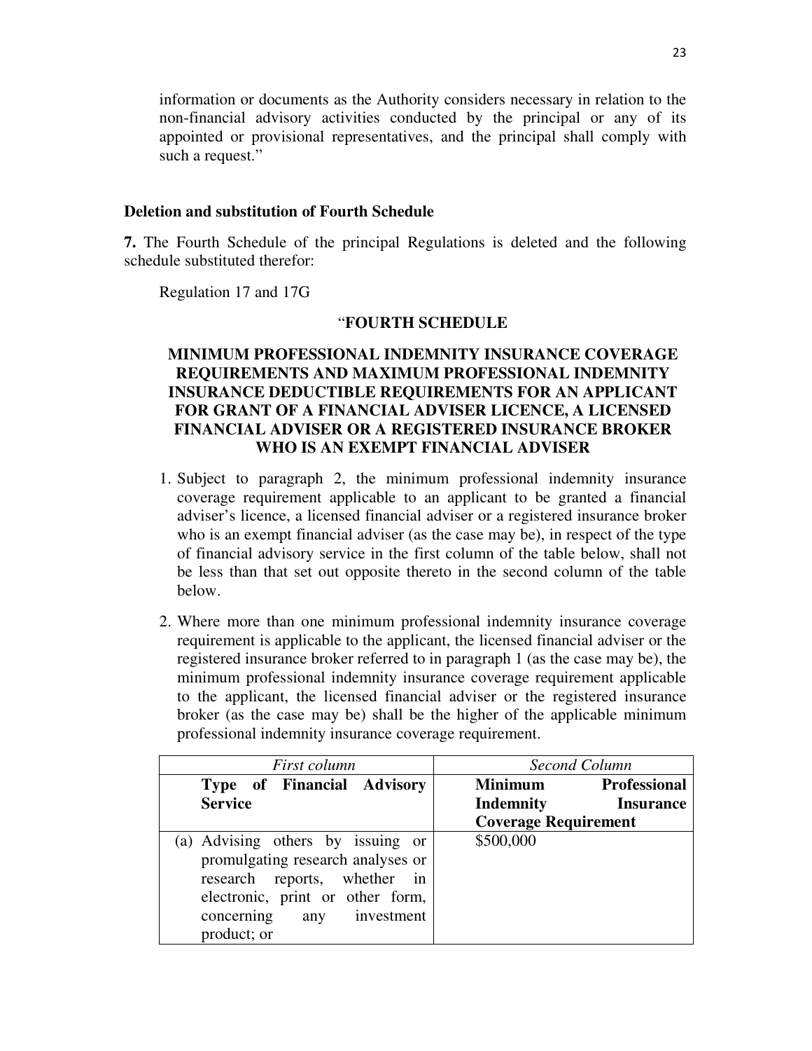information or documents as the Authority considers necessary in relation to the non-financial advisory activities conducted by the principal or any of its appointed or provisional representatives, and the principal shall comply with such a request."

**Deletion and substitution of Fourth Schedule**

**7.** The Fourth Schedule of the principal Regulations is deleted and the following schedule substituted therefor:

Regulation 17 and 17G

"**FOURTH SCHEDULE**

**MINIMUM PROFESSIONAL INDEMNITY INSURANCE COVERAGE REQUIREMENTS AND MAXIMUM PROFESSIONAL INDEMNITY INSURANCE DEDUCTIBLE REQUIREMENTS FOR AN APPLICANT FOR GRANT OF A FINANCIAL ADVISER LICENCE, A LICENSED FINANCIAL ADVISER OR A REGISTERED INSURANCE BROKER WHO IS AN EXEMPT FINANCIAL ADVISER**

1. Subject to paragraph 2, the minimum professional indemnity insurance coverage requirement applicable to an applicant to be granted a financial adviser's licence, a licensed financial adviser or a registered insurance broker who is an exempt financial adviser (as the case may be), in respect of the type of financial advisory service in the first column of the table below, shall not be less than that set out opposite thereto in the second column of the table below.

2. Where more than one minimum professional indemnity insurance coverage requirement is applicable to the applicant, the licensed financial adviser or the registered insurance broker referred to in paragraph 1 (as the case may be), the minimum professional indemnity insurance coverage requirement applicable to the applicant, the licensed financial adviser or the registered insurance broker (as the case may be) shall be the higher of the applicable minimum professional indemnity insurance coverage requirement.

| *First column* | *Second Column* |
|---|---|
| **Type of Financial Advisory Service** | **Minimum Professional Indemnity Insurance Coverage Requirement** |
| (a) Advising others by issuing or promulgating research analyses or research reports, whether in electronic, print or other form, concerning any investment product; or | \$500,000 |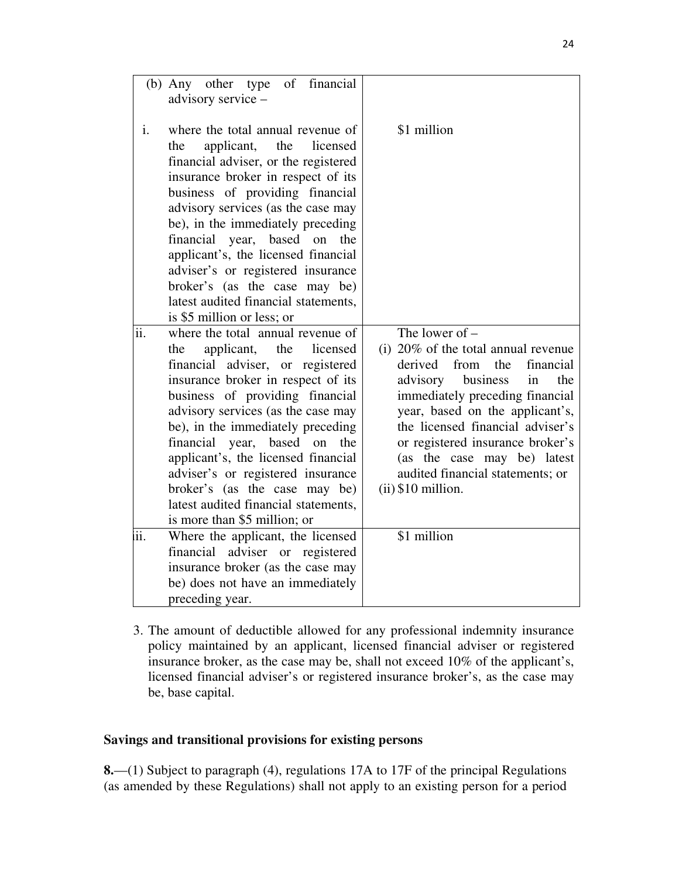| | |
|---|---|
| (b) Any other type of financial advisory service – | |
| i. where the total annual revenue of the applicant, the licensed financial adviser, or the registered insurance broker in respect of its business of providing financial advisory services (as the case may be), in the immediately preceding financial year, based on the applicant's, the licensed financial adviser's or registered insurance broker's (as the case may be) latest audited financial statements, is \$5 million or less; or | \$1 million |
| ii. where the total annual revenue of the applicant, the licensed financial adviser, or registered insurance broker in respect of its business of providing financial advisory services (as the case may be), in the immediately preceding financial year, based on the applicant's, the licensed financial adviser's or registered insurance broker's (as the case may be) latest audited financial statements, is more than \$5 million; or | The lower of – (i) 20% of the total annual revenue derived from the financial advisory business in the immediately preceding financial year, based on the applicant's, the licensed financial adviser's or registered insurance broker's (as the case may be) latest audited financial statements; or (ii) \$10 million. |
| iii. Where the applicant, the licensed financial adviser or registered insurance broker (as the case may be) does not have an immediately preceding year. | \$1 million |

3. The amount of deductible allowed for any professional indemnity insurance policy maintained by an applicant, licensed financial adviser or registered insurance broker, as the case may be, shall not exceed 10% of the applicant's, licensed financial adviser's or registered insurance broker's, as the case may be, base capital.

**Savings and transitional provisions for existing persons**

**8.**—(1) Subject to paragraph (4), regulations 17A to 17F of the principal Regulations (as amended by these Regulations) shall not apply to an existing person for a period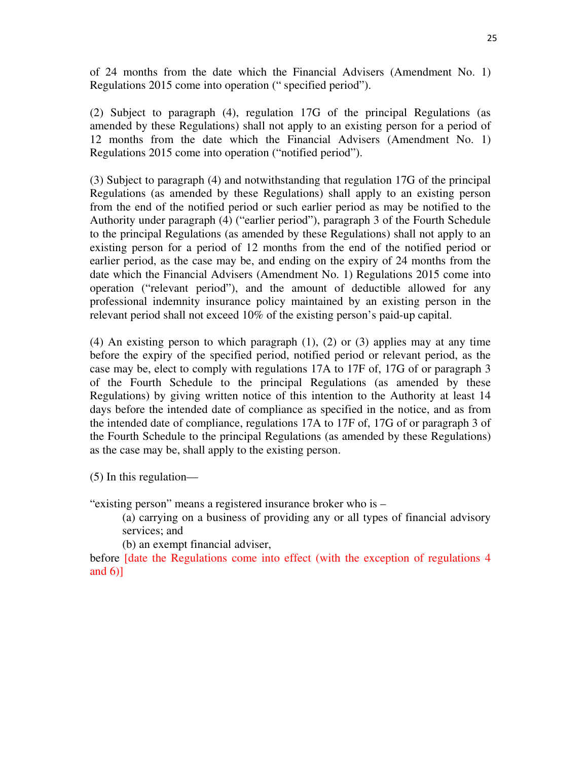of 24 months from the date which the Financial Advisers (Amendment No. 1) Regulations 2015 come into operation (" specified period").

(2) Subject to paragraph (4), regulation 17G of the principal Regulations (as amended by these Regulations) shall not apply to an existing person for a period of 12 months from the date which the Financial Advisers (Amendment No. 1) Regulations 2015 come into operation ("notified period").

(3) Subject to paragraph (4) and notwithstanding that regulation 17G of the principal Regulations (as amended by these Regulations) shall apply to an existing person from the end of the notified period or such earlier period as may be notified to the Authority under paragraph (4) ("earlier period"), paragraph 3 of the Fourth Schedule to the principal Regulations (as amended by these Regulations) shall not apply to an existing person for a period of 12 months from the end of the notified period or earlier period, as the case may be, and ending on the expiry of 24 months from the date which the Financial Advisers (Amendment No. 1) Regulations 2015 come into operation ("relevant period"), and the amount of deductible allowed for any professional indemnity insurance policy maintained by an existing person in the relevant period shall not exceed 10% of the existing person's paid-up capital.

(4) An existing person to which paragraph (1), (2) or (3) applies may at any time before the expiry of the specified period, notified period or relevant period, as the case may be, elect to comply with regulations 17A to 17F of, 17G of or paragraph 3 of the Fourth Schedule to the principal Regulations (as amended by these Regulations) by giving written notice of this intention to the Authority at least 14 days before the intended date of compliance as specified in the notice, and as from the intended date of compliance, regulations 17A to 17F of, 17G of or paragraph 3 of the Fourth Schedule to the principal Regulations (as amended by these Regulations) as the case may be, shall apply to the existing person.

(5) In this regulation—

"existing person" means a registered insurance broker who is –

(a) carrying on a business of providing any or all types of financial advisory services; and

(b) an exempt financial adviser,

before [date the Regulations come into effect (with the exception of regulations 4 and 6)]